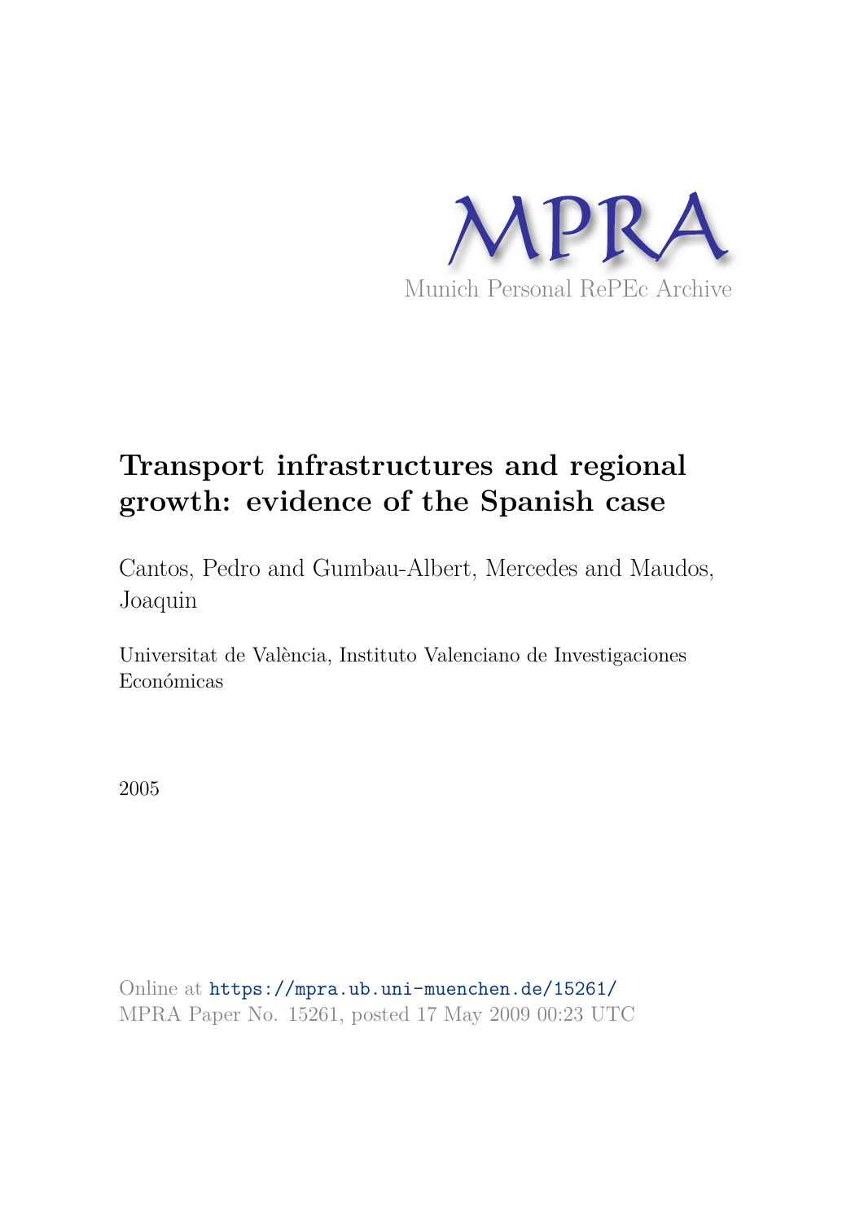MPRA

Munich Personal RePEc Archive

# Transport infrastructures and regional growth: evidence of the Spanish case

Cantos, Pedro and Gumbau-Albert, Mercedes and Maudos, Joaquin

Universitat de València, Instituto Valenciano de Investigaciones Económicas

2005

Online at https://mpra.ub.uni-muenchen.de/15261/
MPRA Paper No. 15261, posted 17 May 2009 00:23 UTC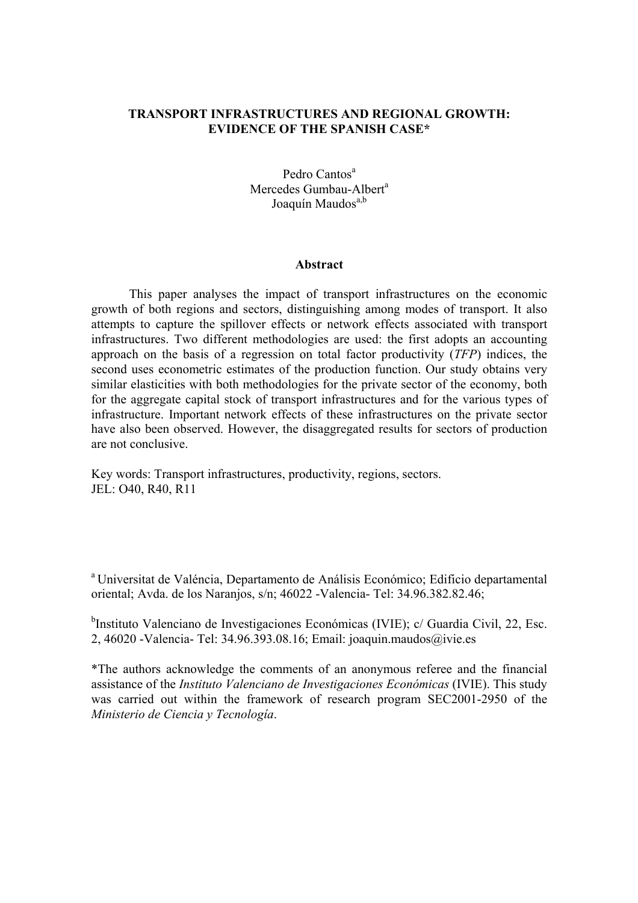# TRANSPORT INFRASTRUCTURES AND REGIONAL GROWTH: EVIDENCE OF THE SPANISH CASE*

Pedro Cantos[a]
Mercedes Gumbau-Albert[a]
Joaquín Maudos[a,b]

## Abstract

This paper analyses the impact of transport infrastructures on the economic growth of both regions and sectors, distinguishing among modes of transport. It also attempts to capture the spillover effects or network effects associated with transport infrastructures. Two different methodologies are used: the first adopts an accounting approach on the basis of a regression on total factor productivity (*TFP*) indices, the second uses econometric estimates of the production function. Our study obtains very similar elasticities with both methodologies for the private sector of the economy, both for the aggregate capital stock of transport infrastructures and for the various types of infrastructure. Important network effects of these infrastructures on the private sector have also been observed. However, the disaggregated results for sectors of production are not conclusive.

Key words: Transport infrastructures, productivity, regions, sectors.
JEL: O40, R40, R11

[a] Universitat de Valéncia, Departamento de Análisis Económico; Edificio departamental oriental; Avda. de los Naranjos, s/n; 46022 -Valencia- Tel: 34.96.382.82.46;

[b] Instituto Valenciano de Investigaciones Económicas (IVIE); c/ Guardia Civil, 22, Esc. 2, 46020 -Valencia- Tel: 34.96.393.08.16; Email: joaquin.maudos@ivie.es

*The authors acknowledge the comments of an anonymous referee and the financial assistance of the *Instituto Valenciano de Investigaciones Económicas* (IVIE). This study was carried out within the framework of research program SEC2001-2950 of the *Ministerio de Ciencia y Tecnología*.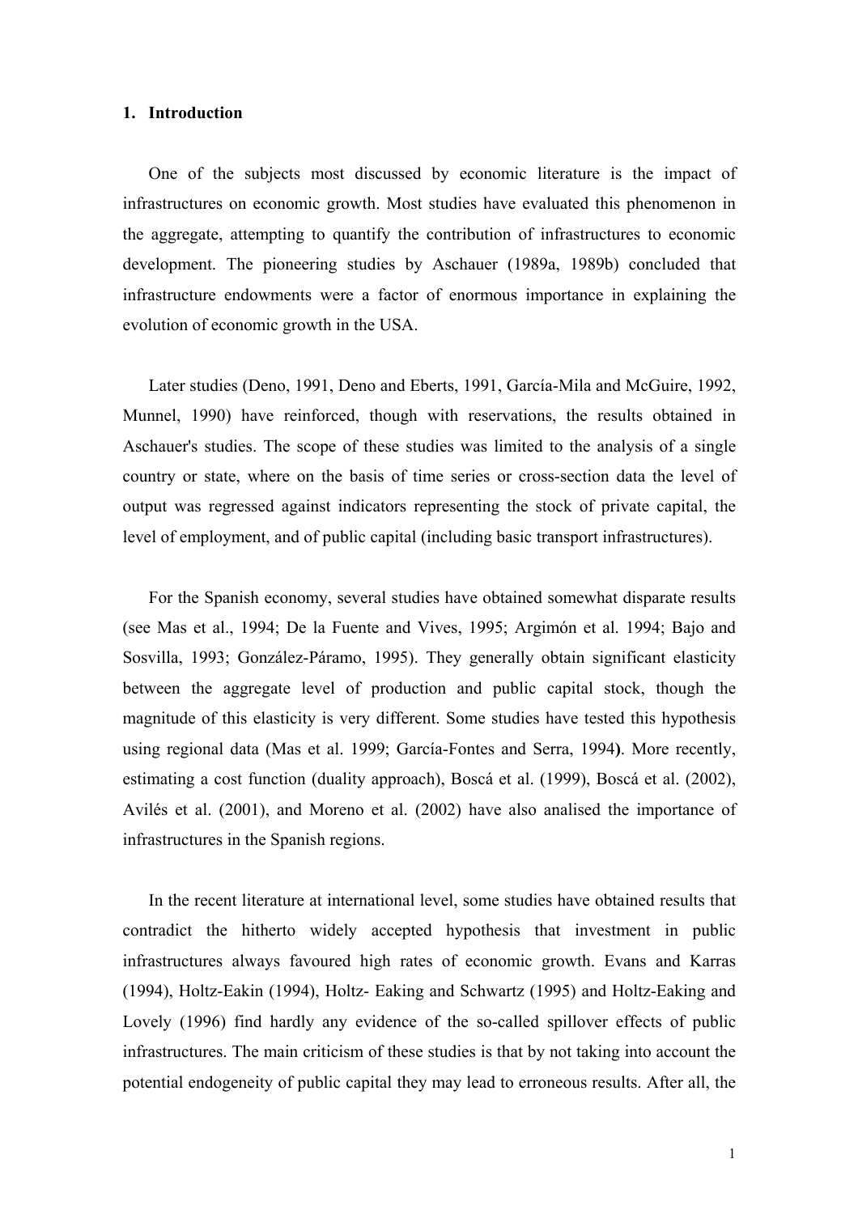## 1. Introduction

One of the subjects most discussed by economic literature is the impact of infrastructures on economic growth. Most studies have evaluated this phenomenon in the aggregate, attempting to quantify the contribution of infrastructures to economic development. The pioneering studies by Aschauer (1989a, 1989b) concluded that infrastructure endowments were a factor of enormous importance in explaining the evolution of economic growth in the USA.

Later studies (Deno, 1991, Deno and Eberts, 1991, García-Mila and McGuire, 1992, Munnel, 1990) have reinforced, though with reservations, the results obtained in Aschauer's studies. The scope of these studies was limited to the analysis of a single country or state, where on the basis of time series or cross-section data the level of output was regressed against indicators representing the stock of private capital, the level of employment, and of public capital (including basic transport infrastructures).

For the Spanish economy, several studies have obtained somewhat disparate results (see Mas et al., 1994; De la Fuente and Vives, 1995; Argimón et al. 1994; Bajo and Sosvilla, 1993; González-Páramo, 1995). They generally obtain significant elasticity between the aggregate level of production and public capital stock, though the magnitude of this elasticity is very different. Some studies have tested this hypothesis using regional data (Mas et al. 1999; García-Fontes and Serra, 1994**)**. More recently, estimating a cost function (duality approach), Boscá et al. (1999), Boscá et al. (2002), Avilés et al. (2001), and Moreno et al. (2002) have also analised the importance of infrastructures in the Spanish regions.

In the recent literature at international level, some studies have obtained results that contradict the hitherto widely accepted hypothesis that investment in public infrastructures always favoured high rates of economic growth. Evans and Karras (1994), Holtz-Eakin (1994), Holtz- Eaking and Schwartz (1995) and Holtz-Eaking and Lovely (1996) find hardly any evidence of the so-called spillover effects of public infrastructures. The main criticism of these studies is that by not taking into account the potential endogeneity of public capital they may lead to erroneous results. After all, the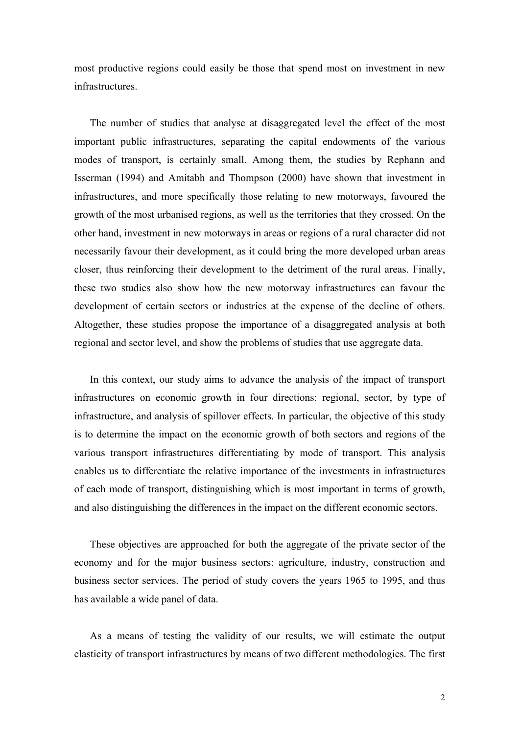most productive regions could easily be those that spend most on investment in new infrastructures.

The number of studies that analyse at disaggregated level the effect of the most important public infrastructures, separating the capital endowments of the various modes of transport, is certainly small. Among them, the studies by Rephann and Isserman (1994) and Amitabh and Thompson (2000) have shown that investment in infrastructures, and more specifically those relating to new motorways, favoured the growth of the most urbanised regions, as well as the territories that they crossed. On the other hand, investment in new motorways in areas or regions of a rural character did not necessarily favour their development, as it could bring the more developed urban areas closer, thus reinforcing their development to the detriment of the rural areas. Finally, these two studies also show how the new motorway infrastructures can favour the development of certain sectors or industries at the expense of the decline of others. Altogether, these studies propose the importance of a disaggregated analysis at both regional and sector level, and show the problems of studies that use aggregate data.

In this context, our study aims to advance the analysis of the impact of transport infrastructures on economic growth in four directions: regional, sector, by type of infrastructure, and analysis of spillover effects. In particular, the objective of this study is to determine the impact on the economic growth of both sectors and regions of the various transport infrastructures differentiating by mode of transport. This analysis enables us to differentiate the relative importance of the investments in infrastructures of each mode of transport, distinguishing which is most important in terms of growth, and also distinguishing the differences in the impact on the different economic sectors.

These objectives are approached for both the aggregate of the private sector of the economy and for the major business sectors: agriculture, industry, construction and business sector services. The period of study covers the years 1965 to 1995, and thus has available a wide panel of data.

As a means of testing the validity of our results, we will estimate the output elasticity of transport infrastructures by means of two different methodologies. The first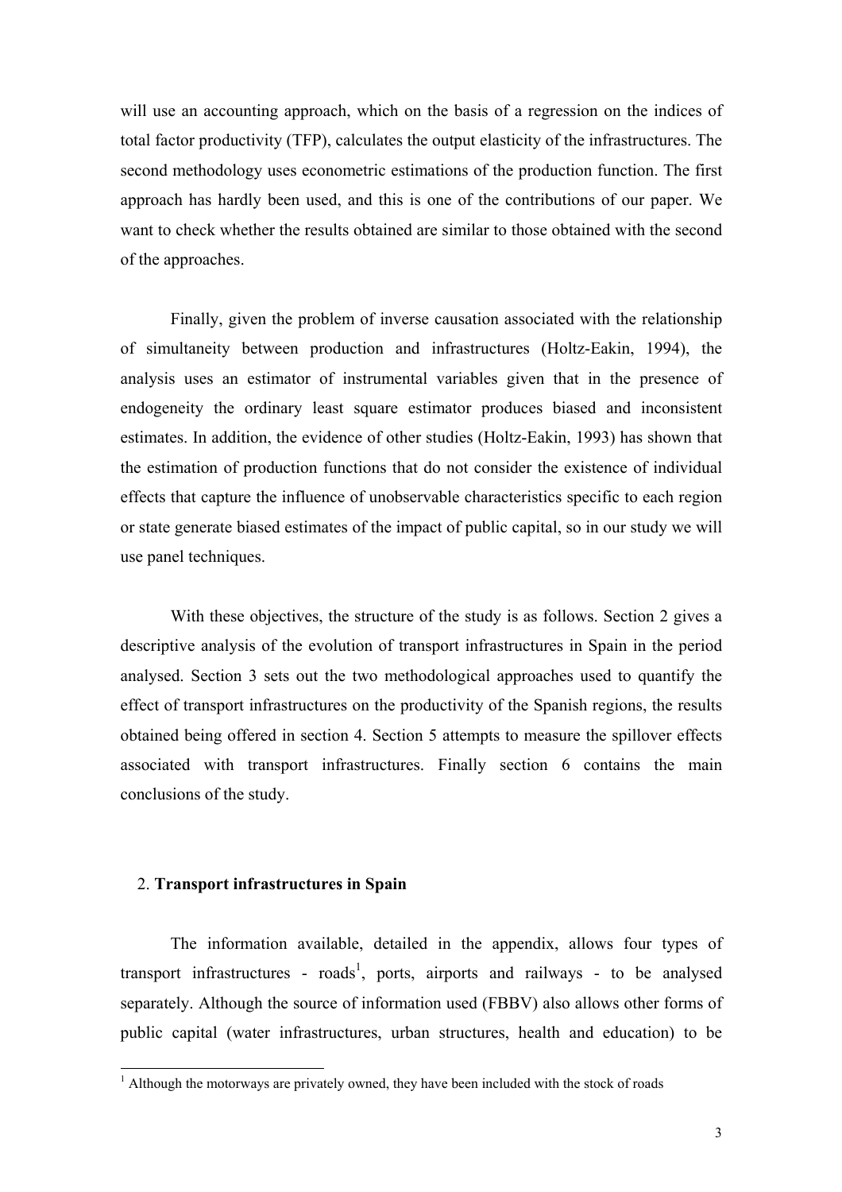will use an accounting approach, which on the basis of a regression on the indices of total factor productivity (TFP), calculates the output elasticity of the infrastructures. The second methodology uses econometric estimations of the production function. The first approach has hardly been used, and this is one of the contributions of our paper. We want to check whether the results obtained are similar to those obtained with the second of the approaches.

Finally, given the problem of inverse causation associated with the relationship of simultaneity between production and infrastructures (Holtz-Eakin, 1994), the analysis uses an estimator of instrumental variables given that in the presence of endogeneity the ordinary least square estimator produces biased and inconsistent estimates. In addition, the evidence of other studies (Holtz-Eakin, 1993) has shown that the estimation of production functions that do not consider the existence of individual effects that capture the influence of unobservable characteristics specific to each region or state generate biased estimates of the impact of public capital, so in our study we will use panel techniques.

With these objectives, the structure of the study is as follows. Section 2 gives a descriptive analysis of the evolution of transport infrastructures in Spain in the period analysed. Section 3 sets out the two methodological approaches used to quantify the effect of transport infrastructures on the productivity of the Spanish regions, the results obtained being offered in section 4. Section 5 attempts to measure the spillover effects associated with transport infrastructures. Finally section 6 contains the main conclusions of the study.

## 2. **Transport infrastructures in Spain**

The information available, detailed in the appendix, allows four types of transport infrastructures - roads[1], ports, airports and railways - to be analysed separately. Although the source of information used (FBBV) also allows other forms of public capital (water infrastructures, urban structures, health and education) to be

[1] Although the motorways are privately owned, they have been included with the stock of roads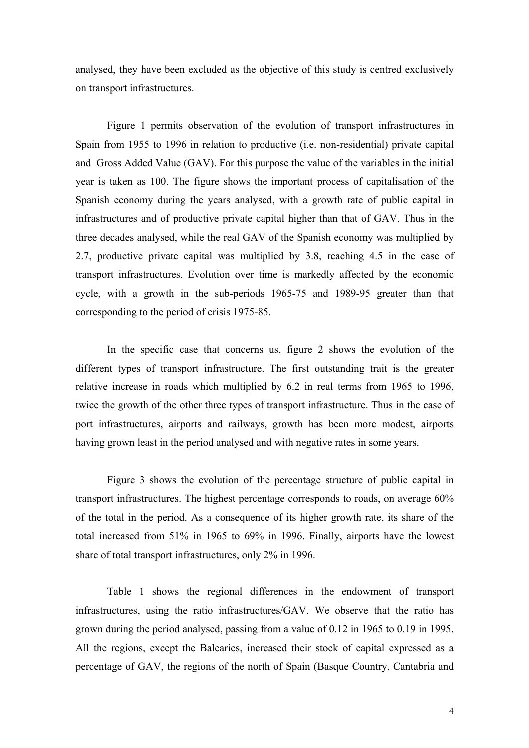analysed, they have been excluded as the objective of this study is centred exclusively on transport infrastructures.

Figure 1 permits observation of the evolution of transport infrastructures in Spain from 1955 to 1996 in relation to productive (i.e. non-residential) private capital and Gross Added Value (GAV). For this purpose the value of the variables in the initial year is taken as 100. The figure shows the important process of capitalisation of the Spanish economy during the years analysed, with a growth rate of public capital in infrastructures and of productive private capital higher than that of GAV. Thus in the three decades analysed, while the real GAV of the Spanish economy was multiplied by 2.7, productive private capital was multiplied by 3.8, reaching 4.5 in the case of transport infrastructures. Evolution over time is markedly affected by the economic cycle, with a growth in the sub-periods 1965-75 and 1989-95 greater than that corresponding to the period of crisis 1975-85.

In the specific case that concerns us, figure 2 shows the evolution of the different types of transport infrastructure. The first outstanding trait is the greater relative increase in roads which multiplied by 6.2 in real terms from 1965 to 1996, twice the growth of the other three types of transport infrastructure. Thus in the case of port infrastructures, airports and railways, growth has been more modest, airports having grown least in the period analysed and with negative rates in some years.

Figure 3 shows the evolution of the percentage structure of public capital in transport infrastructures. The highest percentage corresponds to roads, on average 60% of the total in the period. As a consequence of its higher growth rate, its share of the total increased from 51% in 1965 to 69% in 1996. Finally, airports have the lowest share of total transport infrastructures, only 2% in 1996.

Table 1 shows the regional differences in the endowment of transport infrastructures, using the ratio infrastructures/GAV. We observe that the ratio has grown during the period analysed, passing from a value of 0.12 in 1965 to 0.19 in 1995. All the regions, except the Balearics, increased their stock of capital expressed as a percentage of GAV, the regions of the north of Spain (Basque Country, Cantabria and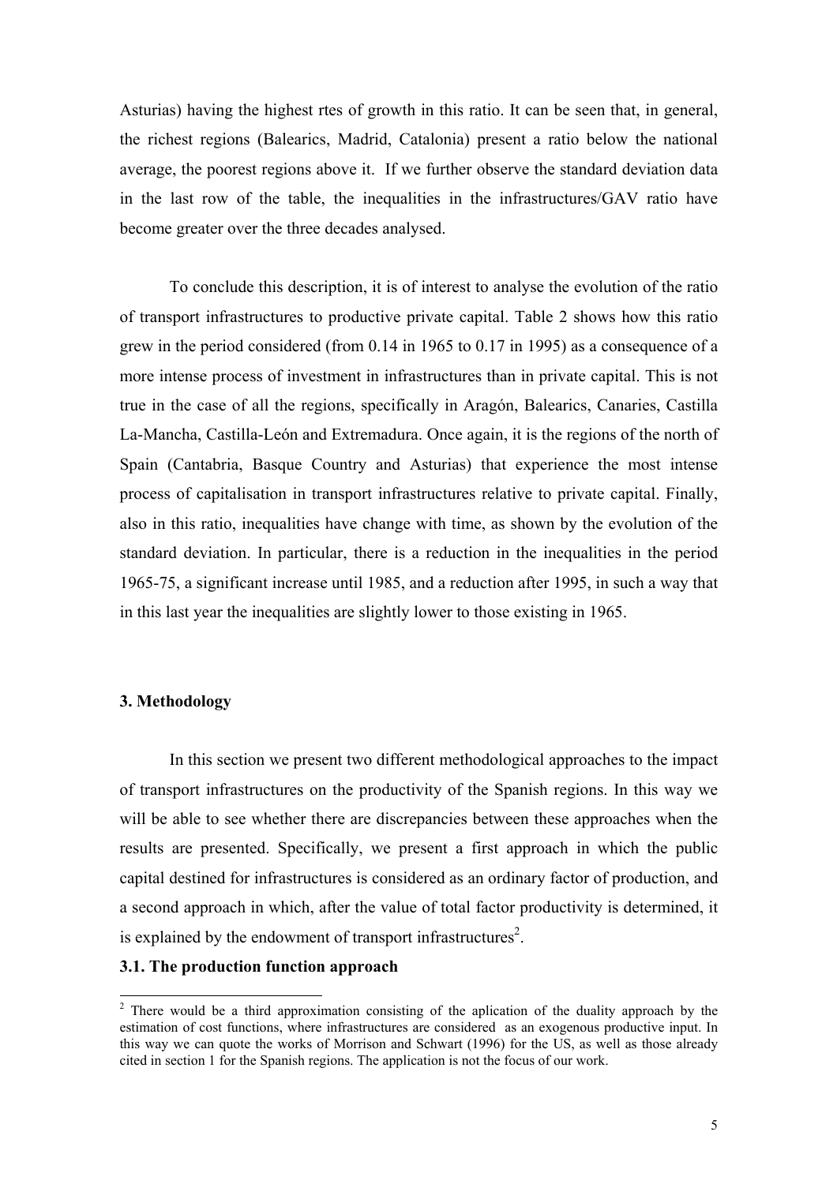Asturias) having the highest rtes of growth in this ratio. It can be seen that, in general, the richest regions (Balearics, Madrid, Catalonia) present a ratio below the national average, the poorest regions above it. If we further observe the standard deviation data in the last row of the table, the inequalities in the infrastructures/GAV ratio have become greater over the three decades analysed.

To conclude this description, it is of interest to analyse the evolution of the ratio of transport infrastructures to productive private capital. Table 2 shows how this ratio grew in the period considered (from 0.14 in 1965 to 0.17 in 1995) as a consequence of a more intense process of investment in infrastructures than in private capital. This is not true in the case of all the regions, specifically in Aragón, Balearics, Canaries, Castilla La-Mancha, Castilla-León and Extremadura. Once again, it is the regions of the north of Spain (Cantabria, Basque Country and Asturias) that experience the most intense process of capitalisation in transport infrastructures relative to private capital. Finally, also in this ratio, inequalities have change with time, as shown by the evolution of the standard deviation. In particular, there is a reduction in the inequalities in the period 1965-75, a significant increase until 1985, and a reduction after 1995, in such a way that in this last year the inequalities are slightly lower to those existing in 1965.

## 3. Methodology

In this section we present two different methodological approaches to the impact of transport infrastructures on the productivity of the Spanish regions. In this way we will be able to see whether there are discrepancies between these approaches when the results are presented. Specifically, we present a first approach in which the public capital destined for infrastructures is considered as an ordinary factor of production, and a second approach in which, after the value of total factor productivity is determined, it is explained by the endowment of transport infrastructures[2].

### 3.1. The production function approach

[2] There would be a third approximation consisting of the aplication of the duality approach by the estimation of cost functions, where infrastructures are considered as an exogenous productive input. In this way we can quote the works of Morrison and Schwart (1996) for the US, as well as those already cited in section 1 for the Spanish regions. The application is not the focus of our work.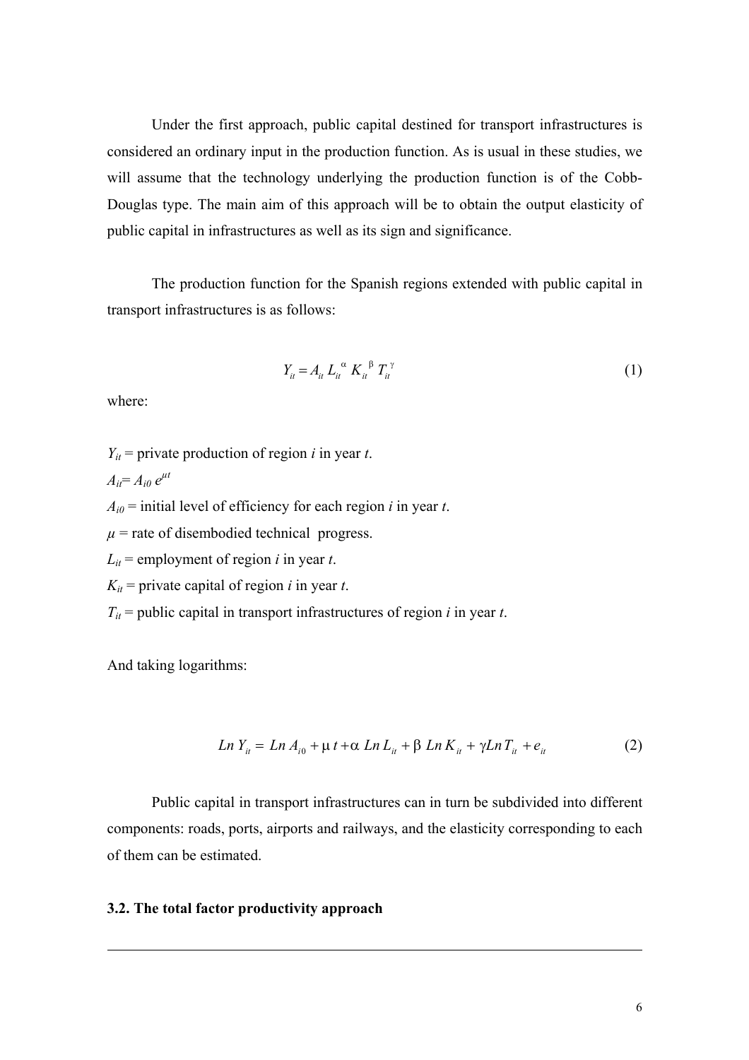Under the first approach, public capital destined for transport infrastructures is considered an ordinary input in the production function. As is usual in these studies, we will assume that the technology underlying the production function is of the Cobb-Douglas type. The main aim of this approach will be to obtain the output elasticity of public capital in infrastructures as well as its sign and significance.

The production function for the Spanish regions extended with public capital in transport infrastructures is as follows:

$$Y_{it} = A_{it}\, L_{it}^{\alpha}\, K_{it}^{\beta}\, T_{it}^{\gamma} \tag{1}$$

where:

$Y_{it}$ = private production of region $i$ in year $t$.

$A_{it}= A_{i0}\, e^{\mu t}$

$A_{i0}$ = initial level of efficiency for each region $i$ in year $t$.

$\mu$ = rate of disembodied technical progress.

$L_{it}$ = employment of region $i$ in year $t$.

$K_{it}$ = private capital of region $i$ in year $t$.

$T_{it}$ = public capital in transport infrastructures of region $i$ in year $t$.

And taking logarithms:

$$Ln\, Y_{it} = Ln\, A_{i0} + \mu\, t + \alpha\, Ln\, L_{it} + \beta\, Ln\, K_{it} + \gamma Ln\, T_{it} + e_{it} \tag{2}$$

Public capital in transport infrastructures can in turn be subdivided into different components: roads, ports, airports and railways, and the elasticity corresponding to each of them can be estimated.

### 3.2. The total factor productivity approach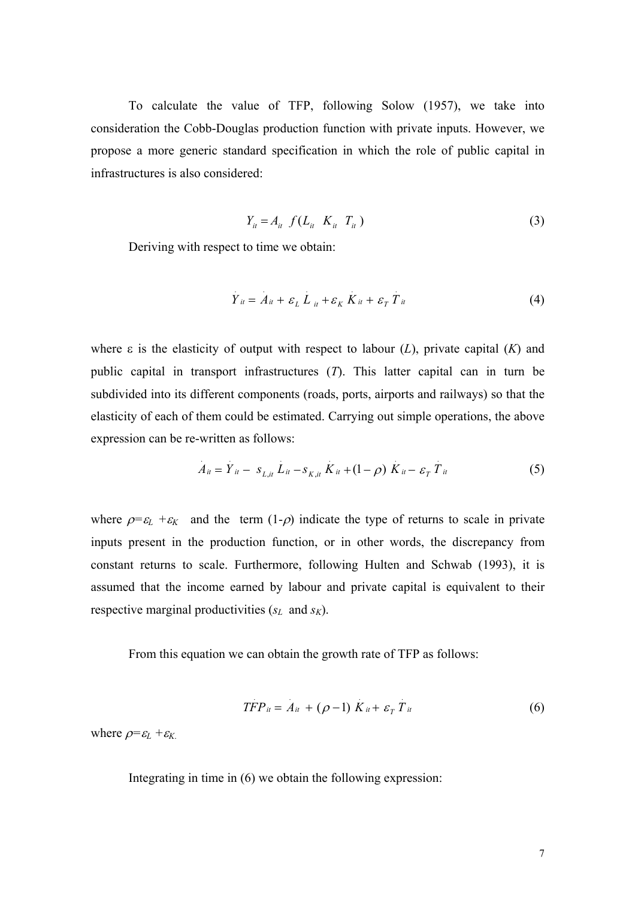To calculate the value of TFP, following Solow (1957), we take into consideration the Cobb-Douglas production function with private inputs. However, we propose a more generic standard specification in which the role of public capital in infrastructures is also considered:

$$Y_{it} = A_{it} \; f(L_{it} \;\; K_{it} \;\; T_{it}) \tag{3}$$

Deriving with respect to time we obtain:

$$\dot{Y}_{it} = \dot{A}_{it} + \varepsilon_L \, \dot{L}_{it} + \varepsilon_K \, \dot{K}_{it} + \varepsilon_T \, \dot{T}_{it} \tag{4}$$

where ε is the elasticity of output with respect to labour (*L*), private capital (*K*) and public capital in transport infrastructures (*T*). This latter capital can in turn be subdivided into its different components (roads, ports, airports and railways) so that the elasticity of each of them could be estimated. Carrying out simple operations, the above expression can be re-written as follows:

$$\dot{A}_{it} = \dot{Y}_{it} - s_{L,it} \, \dot{L}_{it} - s_{K,it} \, \dot{K}_{it} + (1-\rho) \, \dot{K}_{it} - \varepsilon_T \, \dot{T}_{it} \tag{5}$$

where $\rho = \varepsilon_L + \varepsilon_K$ and the term $(1-\rho)$ indicate the type of returns to scale in private inputs present in the production function, or in other words, the discrepancy from constant returns to scale. Furthermore, following Hulten and Schwab (1993), it is assumed that the income earned by labour and private capital is equivalent to their respective marginal productivities ($s_L$ and $s_K$).

From this equation we can obtain the growth rate of TFP as follows:

$$\dot{TFP}_{it} = \dot{A}_{it} + (\rho - 1) \, \dot{K}_{it} + \varepsilon_T \, \dot{T}_{it} \tag{6}$$

where $\rho = \varepsilon_L + \varepsilon_K$.

Integrating in time in (6) we obtain the following expression: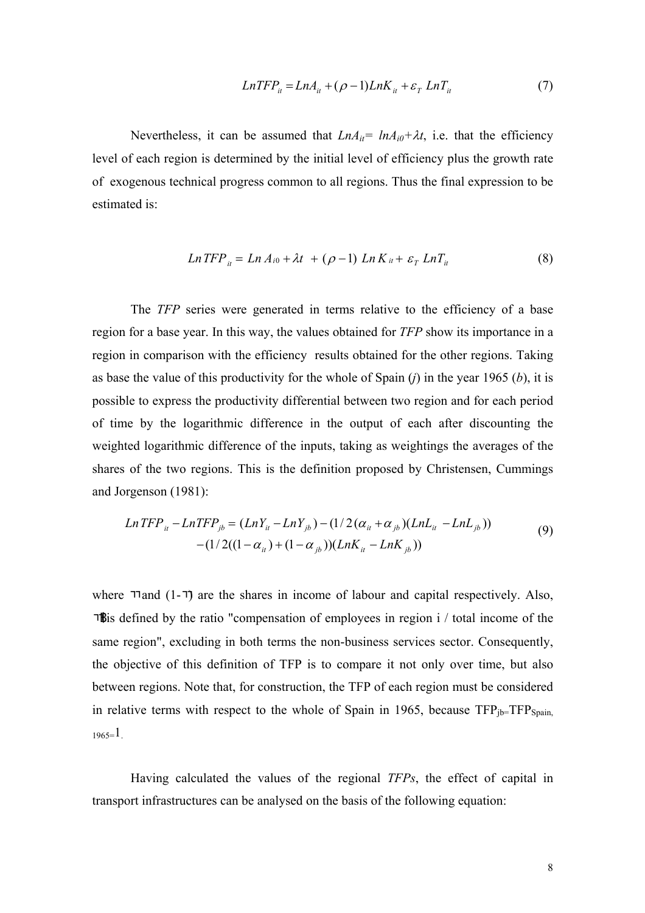$$LnTFP_{it} = LnA_{it} + (\rho - 1)LnK_{it} + \varepsilon_T \; LnT_{it} \tag{7}$$

Nevertheless, it can be assumed that $LnA_{it}= lnA_{i0}+\lambda t$, i.e. that the efficiency level of each region is determined by the initial level of efficiency plus the growth rate of exogenous technical progress common to all regions. Thus the final expression to be estimated is:

$$Ln\,TFP_{it} = Ln\,A_{i0} + \lambda t \; + (\rho - 1)\; Ln\,K_{it} + \varepsilon_T \; LnT_{it} \tag{8}$$

The *TFP* series were generated in terms relative to the efficiency of a base region for a base year. In this way, the values obtained for *TFP* show its importance in a region in comparison with the efficiency results obtained for the other regions. Taking as base the value of this productivity for the whole of Spain (*j*) in the year 1965 (*b*), it is possible to express the productivity differential between two region and for each period of time by the logarithmic difference in the output of each after discounting the weighted logarithmic difference of the inputs, taking as weightings the averages of the shares of the two regions. This is the definition proposed by Christensen, Cummings and Jorgenson (1981):

$$\begin{aligned} Ln\,TFP_{it} - Ln\,TFP_{jb} = {} & (LnY_{it} - LnY_{jb}) - (1/2(\alpha_{it} + \alpha_{jb})(LnL_{it} - LnL_{jb})) \\ & - (1/2((1-\alpha_{it}) + (1-\alpha_{jb}))(LnK_{it} - LnK_{jb})) \end{aligned} \tag{9}$$

where $\alpha$ and (1-$\alpha$) are the shares in income of labour and capital respectively. Also, $\alpha$ is defined by the ratio "compensation of employees in region i / total income of the same region", excluding in both terms the non-business services sector. Consequently, the objective of this definition of TFP is to compare it not only over time, but also between regions. Note that, for construction, the TFP of each region must be considered in relative terms with respect to the whole of Spain in 1965, because $TFP_{jb}=TFP_{Spain,\,1965}=1$.

Having calculated the values of the regional *TFPs*, the effect of capital in transport infrastructures can be analysed on the basis of the following equation: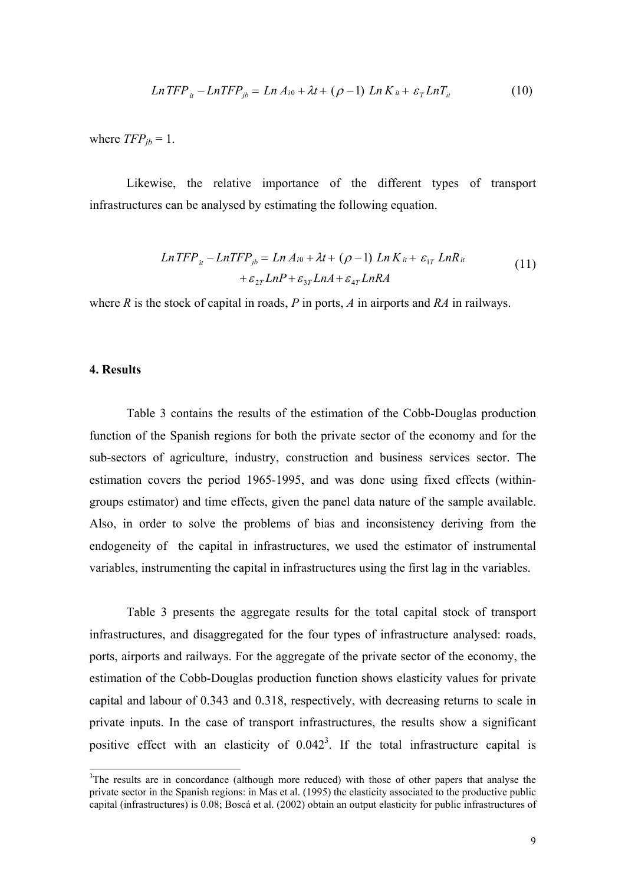$$LnTFP_{it} - LnTFP_{jb} = Ln\,A_{i0} + \lambda t + (\rho - 1)\;Ln\,K_{it} + \varepsilon_T\,LnT_{it} \tag{10}$$

where $TFP_{jb} = 1$.

Likewise, the relative importance of the different types of transport infrastructures can be analysed by estimating the following equation.

$$\begin{aligned} LnTFP_{it} - LnTFP_{jb} = {} & Ln\,A_{i0} + \lambda t + (\rho - 1)\;Ln\,K_{it} + \varepsilon_{1T}\;LnR_{it} \\ & + \varepsilon_{2T}\,LnP + \varepsilon_{3T}\,LnA + \varepsilon_{4T}\,LnRA \end{aligned} \tag{11}$$

where $R$ is the stock of capital in roads, $P$ in ports, $A$ in airports and $RA$ in railways.

## 4. Results

Table 3 contains the results of the estimation of the Cobb-Douglas production function of the Spanish regions for both the private sector of the economy and for the sub-sectors of agriculture, industry, construction and business services sector. The estimation covers the period 1965-1995, and was done using fixed effects (within-groups estimator) and time effects, given the panel data nature of the sample available. Also, in order to solve the problems of bias and inconsistency deriving from the endogeneity of the capital in infrastructures, we used the estimator of instrumental variables, instrumenting the capital in infrastructures using the first lag in the variables.

Table 3 presents the aggregate results for the total capital stock of transport infrastructures, and disaggregated for the four types of infrastructure analysed: roads, ports, airports and railways. For the aggregate of the private sector of the economy, the estimation of the Cobb-Douglas production function shows elasticity values for private capital and labour of 0.343 and 0.318, respectively, with decreasing returns to scale in private inputs. In the case of transport infrastructures, the results show a significant positive effect with an elasticity of 0.042[3]. If the total infrastructure capital is

[3]The results are in concordance (although more reduced) with those of other papers that analyse the private sector in the Spanish regions: in Mas et al. (1995) the elasticity associated to the productive public capital (infrastructures) is 0.08; Boscá et al. (2002) obtain an output elasticity for public infrastructures of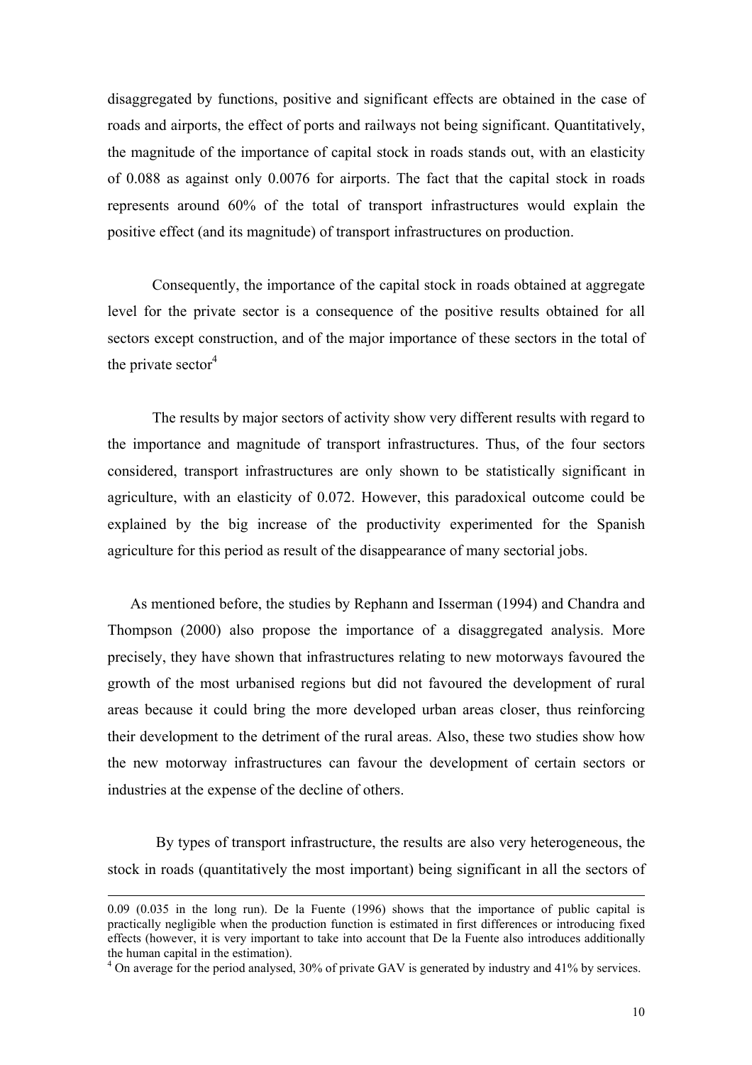disaggregated by functions, positive and significant effects are obtained in the case of roads and airports, the effect of ports and railways not being significant. Quantitatively, the magnitude of the importance of capital stock in roads stands out, with an elasticity of 0.088 as against only 0.0076 for airports. The fact that the capital stock in roads represents around 60% of the total of transport infrastructures would explain the positive effect (and its magnitude) of transport infrastructures on production.

Consequently, the importance of the capital stock in roads obtained at aggregate level for the private sector is a consequence of the positive results obtained for all sectors except construction, and of the major importance of these sectors in the total of the private sector[4]

The results by major sectors of activity show very different results with regard to the importance and magnitude of transport infrastructures. Thus, of the four sectors considered, transport infrastructures are only shown to be statistically significant in agriculture, with an elasticity of 0.072. However, this paradoxical outcome could be explained by the big increase of the productivity experimented for the Spanish agriculture for this period as result of the disappearance of many sectorial jobs.

As mentioned before, the studies by Rephann and Isserman (1994) and Chandra and Thompson (2000) also propose the importance of a disaggregated analysis. More precisely, they have shown that infrastructures relating to new motorways favoured the growth of the most urbanised regions but did not favoured the development of rural areas because it could bring the more developed urban areas closer, thus reinforcing their development to the detriment of the rural areas. Also, these two studies show how the new motorway infrastructures can favour the development of certain sectors or industries at the expense of the decline of others.

By types of transport infrastructure, the results are also very heterogeneous, the stock in roads (quantitatively the most important) being significant in all the sectors of

---

0.09 (0.035 in the long run). De la Fuente (1996) shows that the importance of public capital is practically negligible when the production function is estimated in first differences or introducing fixed effects (however, it is very important to take into account that De la Fuente also introduces additionally the human capital in the estimation).

[4] On average for the period analysed, 30% of private GAV is generated by industry and 41% by services.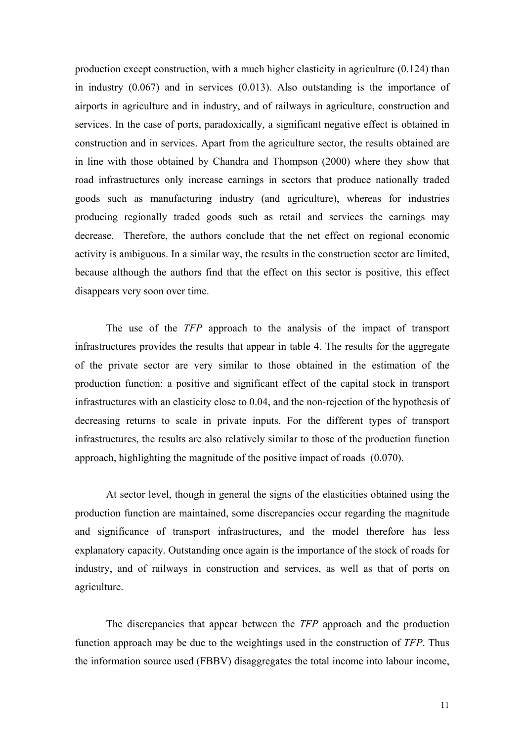production except construction, with a much higher elasticity in agriculture (0.124) than in industry (0.067) and in services (0.013). Also outstanding is the importance of airports in agriculture and in industry, and of railways in agriculture, construction and services. In the case of ports, paradoxically, a significant negative effect is obtained in construction and in services. Apart from the agriculture sector, the results obtained are in line with those obtained by Chandra and Thompson (2000) where they show that road infrastructures only increase earnings in sectors that produce nationally traded goods such as manufacturing industry (and agriculture), whereas for industries producing regionally traded goods such as retail and services the earnings may decrease. Therefore, the authors conclude that the net effect on regional economic activity is ambiguous. In a similar way, the results in the construction sector are limited, because although the authors find that the effect on this sector is positive, this effect disappears very soon over time.

The use of the *TFP* approach to the analysis of the impact of transport infrastructures provides the results that appear in table 4. The results for the aggregate of the private sector are very similar to those obtained in the estimation of the production function: a positive and significant effect of the capital stock in transport infrastructures with an elasticity close to 0.04, and the non-rejection of the hypothesis of decreasing returns to scale in private inputs. For the different types of transport infrastructures, the results are also relatively similar to those of the production function approach, highlighting the magnitude of the positive impact of roads (0.070).

At sector level, though in general the signs of the elasticities obtained using the production function are maintained, some discrepancies occur regarding the magnitude and significance of transport infrastructures, and the model therefore has less explanatory capacity. Outstanding once again is the importance of the stock of roads for industry, and of railways in construction and services, as well as that of ports on agriculture.

The discrepancies that appear between the *TFP* approach and the production function approach may be due to the weightings used in the construction of *TFP*. Thus the information source used (FBBV) disaggregates the total income into labour income,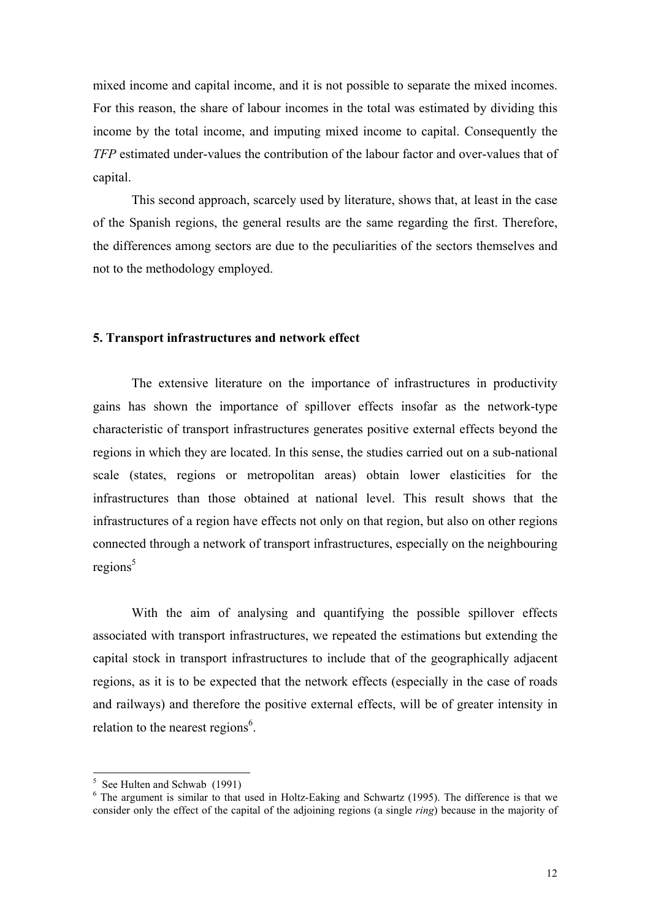mixed income and capital income, and it is not possible to separate the mixed incomes. For this reason, the share of labour incomes in the total was estimated by dividing this income by the total income, and imputing mixed income to capital. Consequently the *TFP* estimated under-values the contribution of the labour factor and over-values that of capital.

This second approach, scarcely used by literature, shows that, at least in the case of the Spanish regions, the general results are the same regarding the first. Therefore, the differences among sectors are due to the peculiarities of the sectors themselves and not to the methodology employed.

## 5. Transport infrastructures and network effect

The extensive literature on the importance of infrastructures in productivity gains has shown the importance of spillover effects insofar as the network-type characteristic of transport infrastructures generates positive external effects beyond the regions in which they are located. In this sense, the studies carried out on a sub-national scale (states, regions or metropolitan areas) obtain lower elasticities for the infrastructures than those obtained at national level. This result shows that the infrastructures of a region have effects not only on that region, but also on other regions connected through a network of transport infrastructures, especially on the neighbouring regions[5]

With the aim of analysing and quantifying the possible spillover effects associated with transport infrastructures, we repeated the estimations but extending the capital stock in transport infrastructures to include that of the geographically adjacent regions, as it is to be expected that the network effects (especially in the case of roads and railways) and therefore the positive external effects, will be of greater intensity in relation to the nearest regions[6].

---

[5] See Hulten and Schwab (1991)

[6] The argument is similar to that used in Holtz-Eaking and Schwartz (1995). The difference is that we consider only the effect of the capital of the adjoining regions (a single *ring*) because in the majority of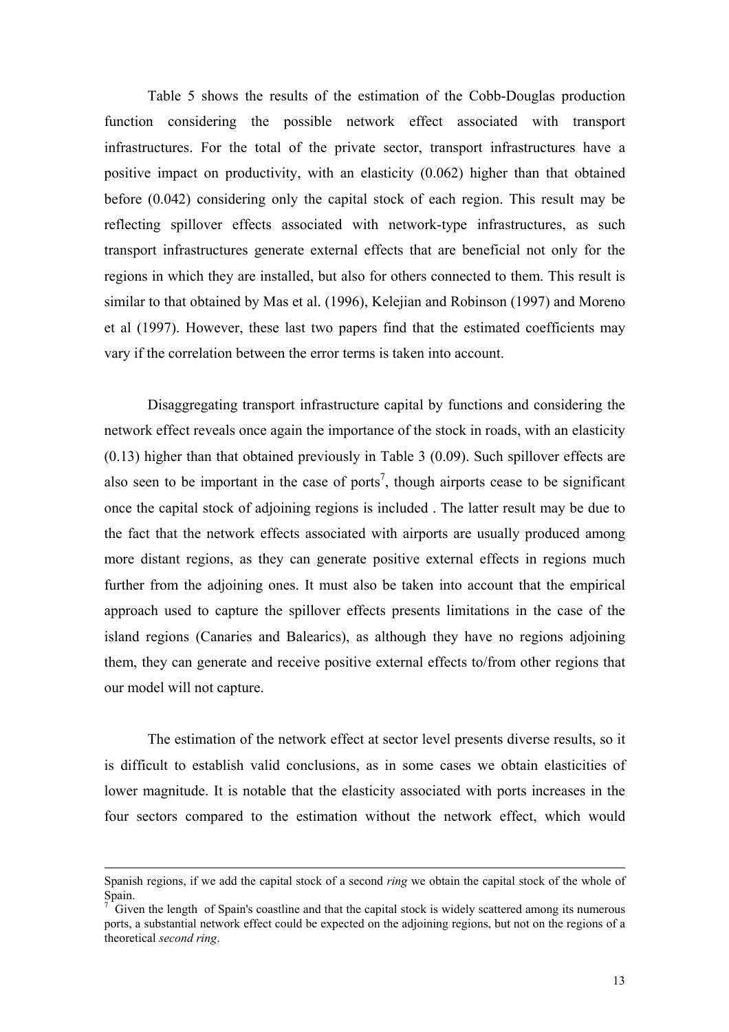Table 5 shows the results of the estimation of the Cobb-Douglas production function considering the possible network effect associated with transport infrastructures. For the total of the private sector, transport infrastructures have a positive impact on productivity, with an elasticity (0.062) higher than that obtained before (0.042) considering only the capital stock of each region. This result may be reflecting spillover effects associated with network-type infrastructures, as such transport infrastructures generate external effects that are beneficial not only for the regions in which they are installed, but also for others connected to them. This result is similar to that obtained by Mas et al. (1996), Kelejian and Robinson (1997) and Moreno et al (1997). However, these last two papers find that the estimated coefficients may vary if the correlation between the error terms is taken into account.

Disaggregating transport infrastructure capital by functions and considering the network effect reveals once again the importance of the stock in roads, with an elasticity (0.13) higher than that obtained previously in Table 3 (0.09). Such spillover effects are also seen to be important in the case of ports[7], though airports cease to be significant once the capital stock of adjoining regions is included . The latter result may be due to the fact that the network effects associated with airports are usually produced among more distant regions, as they can generate positive external effects in regions much further from the adjoining ones. It must also be taken into account that the empirical approach used to capture the spillover effects presents limitations in the case of the island regions (Canaries and Balearics), as although they have no regions adjoining them, they can generate and receive positive external effects to/from other regions that our model will not capture.

The estimation of the network effect at sector level presents diverse results, so it is difficult to establish valid conclusions, as in some cases we obtain elasticities of lower magnitude. It is notable that the elasticity associated with ports increases in the four sectors compared to the estimation without the network effect, which would

---

Spanish regions, if we add the capital stock of a second *ring* we obtain the capital stock of the whole of Spain.

[7] Given the length of Spain's coastline and that the capital stock is widely scattered among its numerous ports, a substantial network effect could be expected on the adjoining regions, but not on the regions of a theoretical *second ring*.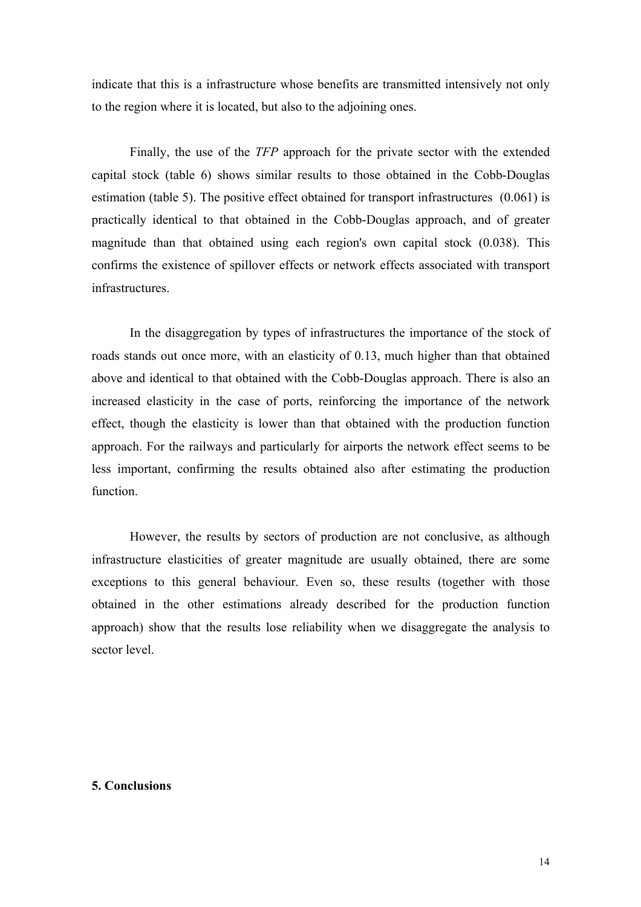indicate that this is a infrastructure whose benefits are transmitted intensively not only to the region where it is located, but also to the adjoining ones.

Finally, the use of the *TFP* approach for the private sector with the extended capital stock (table 6) shows similar results to those obtained in the Cobb-Douglas estimation (table 5). The positive effect obtained for transport infrastructures (0.061) is practically identical to that obtained in the Cobb-Douglas approach, and of greater magnitude than that obtained using each region's own capital stock (0.038). This confirms the existence of spillover effects or network effects associated with transport infrastructures.

In the disaggregation by types of infrastructures the importance of the stock of roads stands out once more, with an elasticity of 0.13, much higher than that obtained above and identical to that obtained with the Cobb-Douglas approach. There is also an increased elasticity in the case of ports, reinforcing the importance of the network effect, though the elasticity is lower than that obtained with the production function approach. For the railways and particularly for airports the network effect seems to be less important, confirming the results obtained also after estimating the production function.

However, the results by sectors of production are not conclusive, as although infrastructure elasticities of greater magnitude are usually obtained, there are some exceptions to this general behaviour. Even so, these results (together with those obtained in the other estimations already described for the production function approach) show that the results lose reliability when we disaggregate the analysis to sector level.

## 5. Conclusions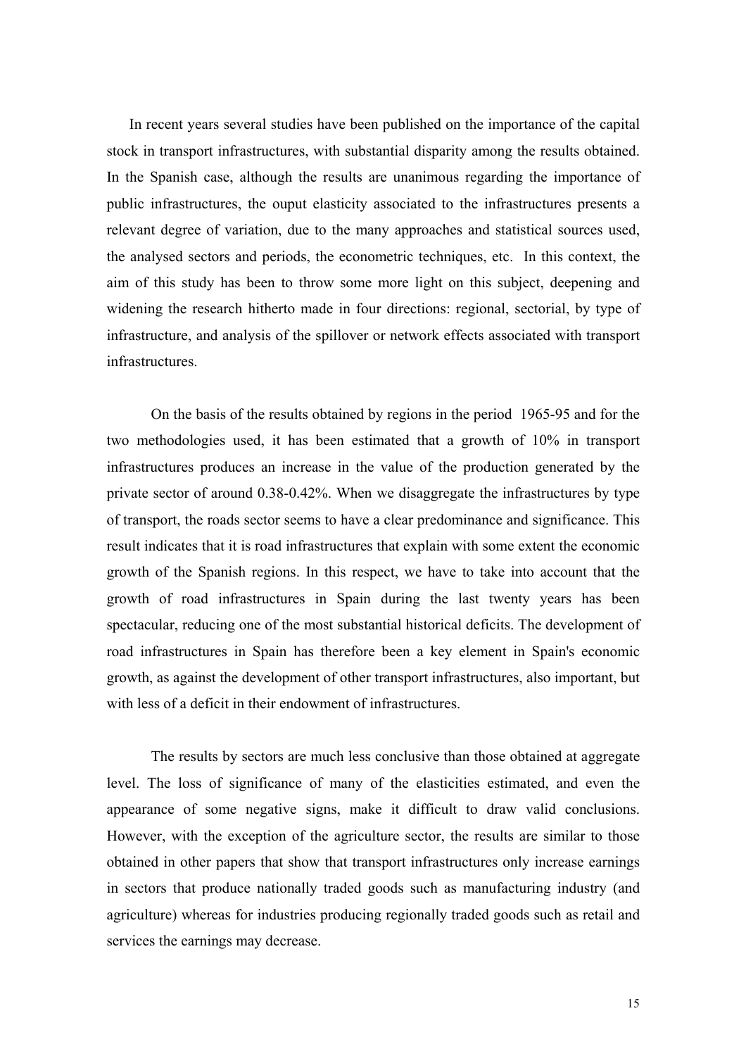In recent years several studies have been published on the importance of the capital stock in transport infrastructures, with substantial disparity among the results obtained. In the Spanish case, although the results are unanimous regarding the importance of public infrastructures, the ouput elasticity associated to the infrastructures presents a relevant degree of variation, due to the many approaches and statistical sources used, the analysed sectors and periods, the econometric techniques, etc. In this context, the aim of this study has been to throw some more light on this subject, deepening and widening the research hitherto made in four directions: regional, sectorial, by type of infrastructure, and analysis of the spillover or network effects associated with transport infrastructures.

On the basis of the results obtained by regions in the period 1965-95 and for the two methodologies used, it has been estimated that a growth of 10% in transport infrastructures produces an increase in the value of the production generated by the private sector of around 0.38-0.42%. When we disaggregate the infrastructures by type of transport, the roads sector seems to have a clear predominance and significance. This result indicates that it is road infrastructures that explain with some extent the economic growth of the Spanish regions. In this respect, we have to take into account that the growth of road infrastructures in Spain during the last twenty years has been spectacular, reducing one of the most substantial historical deficits. The development of road infrastructures in Spain has therefore been a key element in Spain's economic growth, as against the development of other transport infrastructures, also important, but with less of a deficit in their endowment of infrastructures.

The results by sectors are much less conclusive than those obtained at aggregate level. The loss of significance of many of the elasticities estimated, and even the appearance of some negative signs, make it difficult to draw valid conclusions. However, with the exception of the agriculture sector, the results are similar to those obtained in other papers that show that transport infrastructures only increase earnings in sectors that produce nationally traded goods such as manufacturing industry (and agriculture) whereas for industries producing regionally traded goods such as retail and services the earnings may decrease.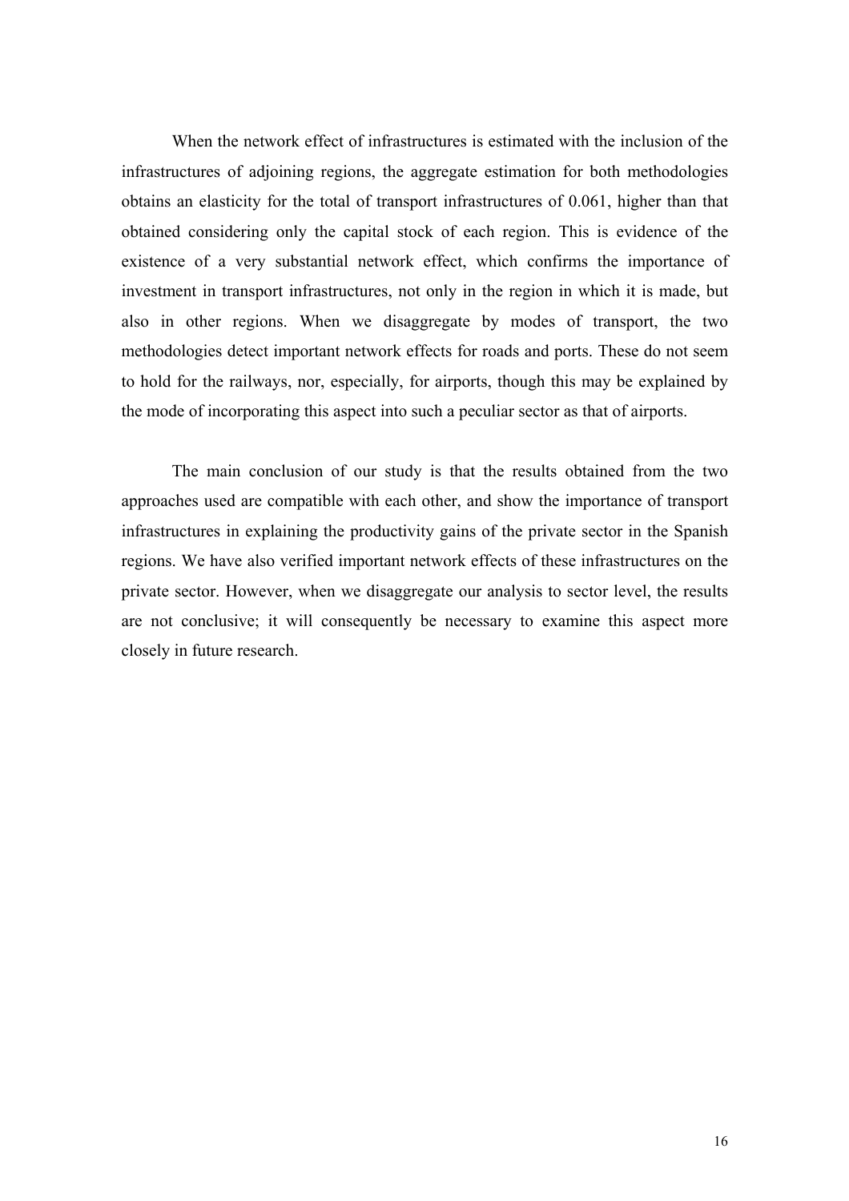When the network effect of infrastructures is estimated with the inclusion of the infrastructures of adjoining regions, the aggregate estimation for both methodologies obtains an elasticity for the total of transport infrastructures of 0.061, higher than that obtained considering only the capital stock of each region. This is evidence of the existence of a very substantial network effect, which confirms the importance of investment in transport infrastructures, not only in the region in which it is made, but also in other regions. When we disaggregate by modes of transport, the two methodologies detect important network effects for roads and ports. These do not seem to hold for the railways, nor, especially, for airports, though this may be explained by the mode of incorporating this aspect into such a peculiar sector as that of airports.

The main conclusion of our study is that the results obtained from the two approaches used are compatible with each other, and show the importance of transport infrastructures in explaining the productivity gains of the private sector in the Spanish regions. We have also verified important network effects of these infrastructures on the private sector. However, when we disaggregate our analysis to sector level, the results are not conclusive; it will consequently be necessary to examine this aspect more closely in future research.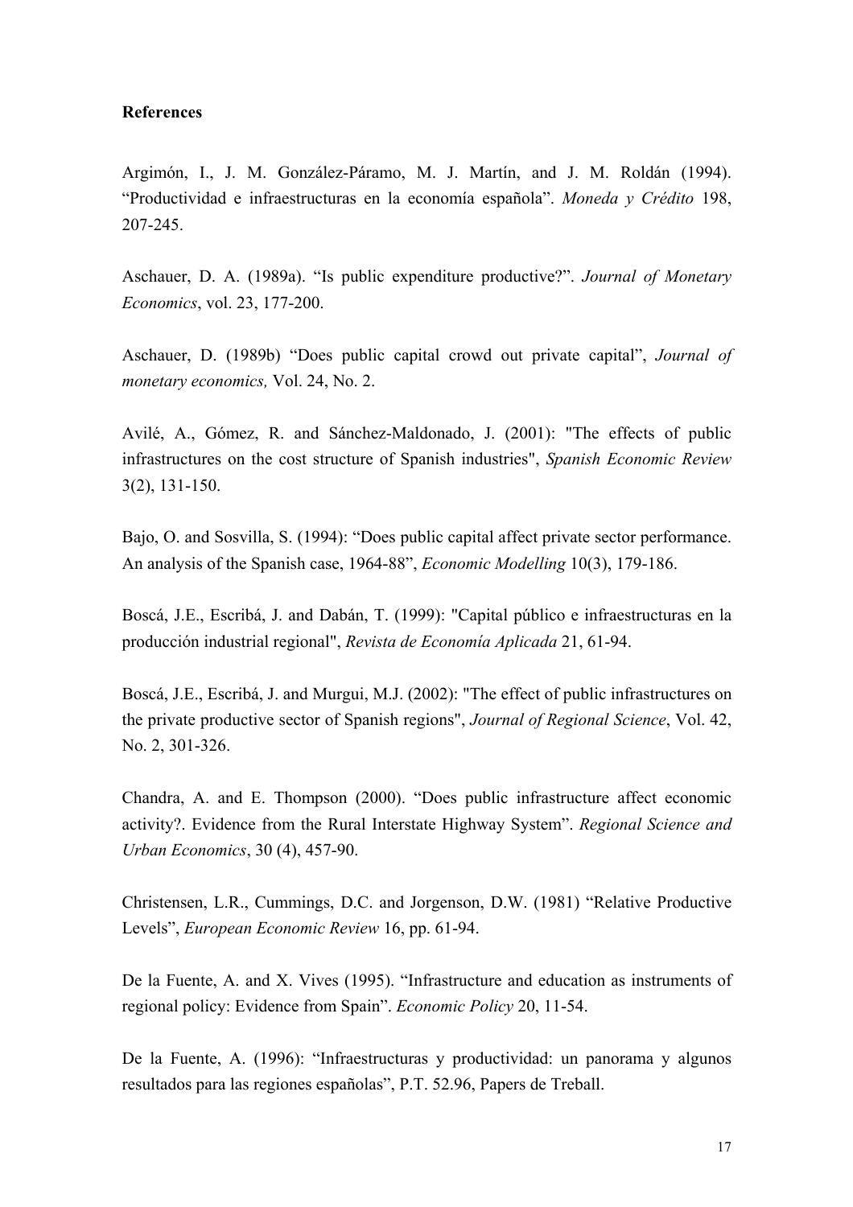**References**

Argimón, I., J. M. González-Páramo, M. J. Martín, and J. M. Roldán (1994). "Productividad e infraestructuras en la economía española". *Moneda y Crédito* 198, 207-245.

Aschauer, D. A. (1989a). "Is public expenditure productive?". *Journal of Monetary Economics*, vol. 23, 177-200.

Aschauer, D. (1989b) "Does public capital crowd out private capital", *Journal of monetary economics,* Vol. 24, No. 2.

Avilé, A., Gómez, R. and Sánchez-Maldonado, J. (2001): "The effects of public infrastructures on the cost structure of Spanish industries", *Spanish Economic Review* 3(2), 131-150.

Bajo, O. and Sosvilla, S. (1994): "Does public capital affect private sector performance. An analysis of the Spanish case, 1964-88", *Economic Modelling* 10(3), 179-186.

Boscá, J.E., Escribá, J. and Dabán, T. (1999): "Capital público e infraestructuras en la producción industrial regional", *Revista de Economía Aplicada* 21, 61-94.

Boscá, J.E., Escribá, J. and Murgui, M.J. (2002): "The effect of public infrastructures on the private productive sector of Spanish regions", *Journal of Regional Science*, Vol. 42, No. 2, 301-326.

Chandra, A. and E. Thompson (2000). "Does public infrastructure affect economic activity?. Evidence from the Rural Interstate Highway System". *Regional Science and Urban Economics*, 30 (4), 457-90.

Christensen, L.R., Cummings, D.C. and Jorgenson, D.W. (1981) "Relative Productive Levels", *European Economic Review* 16, pp. 61-94.

De la Fuente, A. and X. Vives (1995). "Infrastructure and education as instruments of regional policy: Evidence from Spain". *Economic Policy* 20, 11-54.

De la Fuente, A. (1996): "Infraestructuras y productividad: un panorama y algunos resultados para las regiones españolas", P.T. 52.96, Papers de Treball.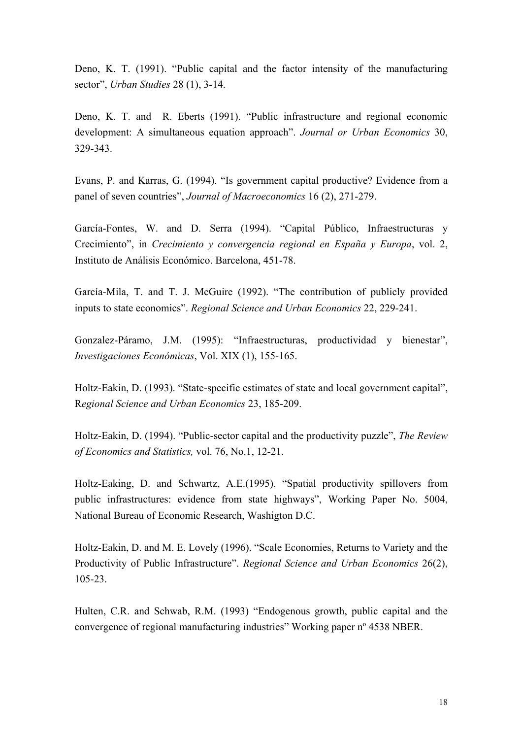Deno, K. T. (1991). "Public capital and the factor intensity of the manufacturing sector", *Urban Studies* 28 (1), 3-14.

Deno, K. T. and R. Eberts (1991). "Public infrastructure and regional economic development: A simultaneous equation approach". *Journal or Urban Economics* 30, 329-343.

Evans, P. and Karras, G. (1994). "Is government capital productive? Evidence from a panel of seven countries", *Journal of Macroeconomics* 16 (2), 271-279.

García-Fontes, W. and D. Serra (1994). "Capital Público, Infraestructuras y Crecimiento", in *Crecimiento y convergencia regional en España y Europa*, vol. 2, Instituto de Análisis Económico. Barcelona, 451-78.

García-Mila, T. and T. J. McGuire (1992). "The contribution of publicly provided inputs to state economics". *Regional Science and Urban Economics* 22, 229-241.

Gonzalez-Páramo, J.M. (1995): "Infraestructuras, productividad y bienestar", *Investigaciones Económicas*, Vol. XIX (1), 155-165.

Holtz-Eakin, D. (1993). "State-specific estimates of state and local government capital", R*egional Science and Urban Economics* 23, 185-209.

Holtz-Eakin, D. (1994). "Public-sector capital and the productivity puzzle", *The Review of Economics and Statistics,* vol. 76, No.1, 12-21.

Holtz-Eaking, D. and Schwartz, A.E.(1995). "Spatial productivity spillovers from public infrastructures: evidence from state highways", Working Paper No. 5004, National Bureau of Economic Research, Washigton D.C.

Holtz-Eakin, D. and M. E. Lovely (1996). "Scale Economies, Returns to Variety and the Productivity of Public Infrastructure". *Regional Science and Urban Economics* 26(2), 105-23.

Hulten, C.R. and Schwab, R.M. (1993) "Endogenous growth, public capital and the convergence of regional manufacturing industries" Working paper nº 4538 NBER.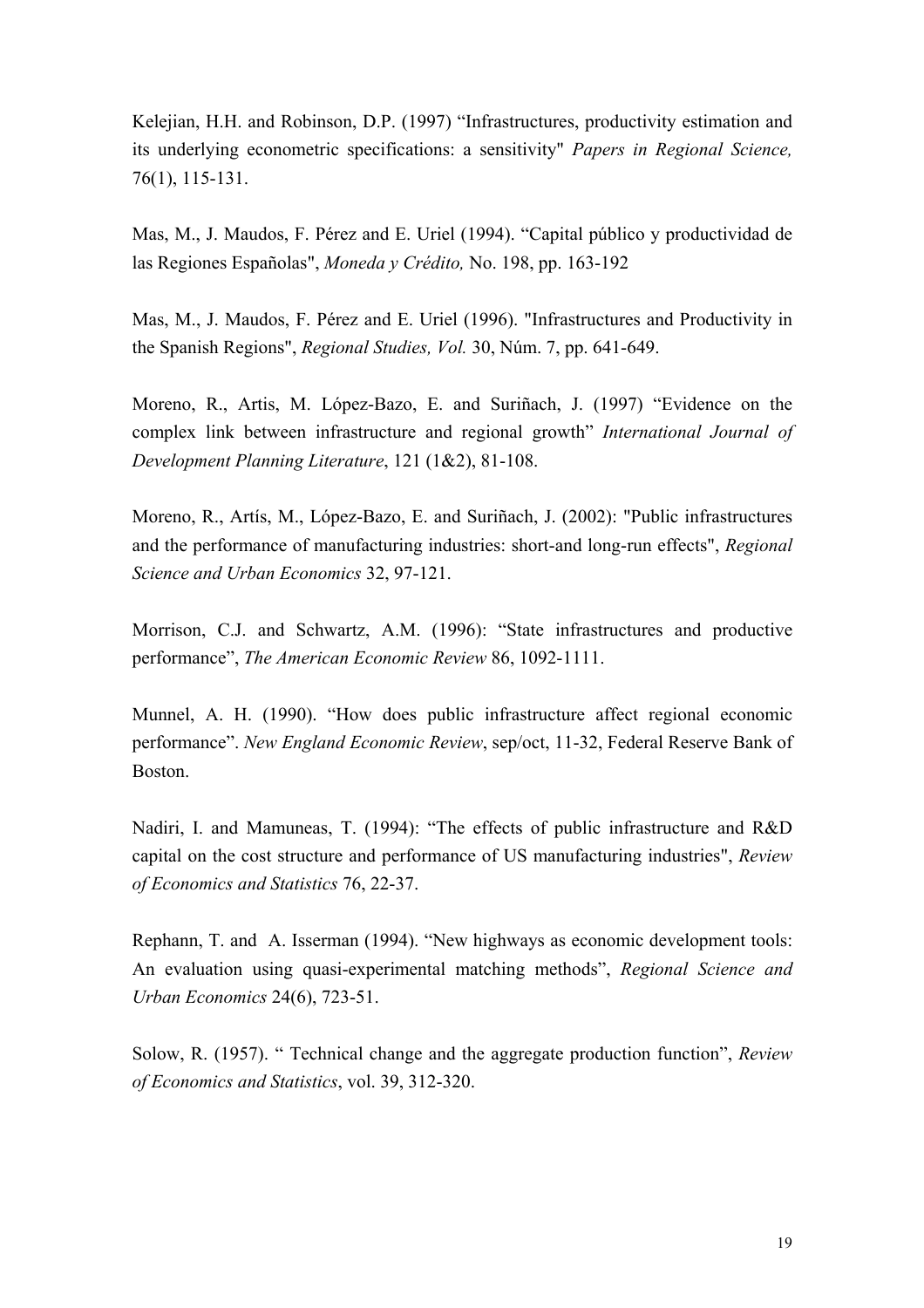Kelejian, H.H. and Robinson, D.P. (1997) "Infrastructures, productivity estimation and its underlying econometric specifications: a sensitivity" *Papers in Regional Science,* 76(1), 115-131.

Mas, M., J. Maudos, F. Pérez and E. Uriel (1994). "Capital público y productividad de las Regiones Españolas", *Moneda y Crédito,* No. 198, pp. 163-192

Mas, M., J. Maudos, F. Pérez and E. Uriel (1996). "Infrastructures and Productivity in the Spanish Regions", *Regional Studies, Vol.* 30, Núm. 7, pp. 641-649.

Moreno, R., Artis, M. López-Bazo, E. and Suriñach, J. (1997) "Evidence on the complex link between infrastructure and regional growth" *International Journal of Development Planning Literature*, 121 (1&2), 81-108.

Moreno, R., Artís, M., López-Bazo, E. and Suriñach, J. (2002): "Public infrastructures and the performance of manufacturing industries: short-and long-run effects", *Regional Science and Urban Economics* 32, 97-121.

Morrison, C.J. and Schwartz, A.M. (1996): "State infrastructures and productive performance", *The American Economic Review* 86, 1092-1111.

Munnel, A. H. (1990). "How does public infrastructure affect regional economic performance". *New England Economic Review*, sep/oct, 11-32, Federal Reserve Bank of Boston.

Nadiri, I. and Mamuneas, T. (1994): "The effects of public infrastructure and R&D capital on the cost structure and performance of US manufacturing industries", *Review of Economics and Statistics* 76, 22-37.

Rephann, T. and A. Isserman (1994). "New highways as economic development tools: An evaluation using quasi-experimental matching methods", *Regional Science and Urban Economics* 24(6), 723-51.

Solow, R. (1957). " Technical change and the aggregate production function", *Review of Economics and Statistics*, vol. 39, 312-320.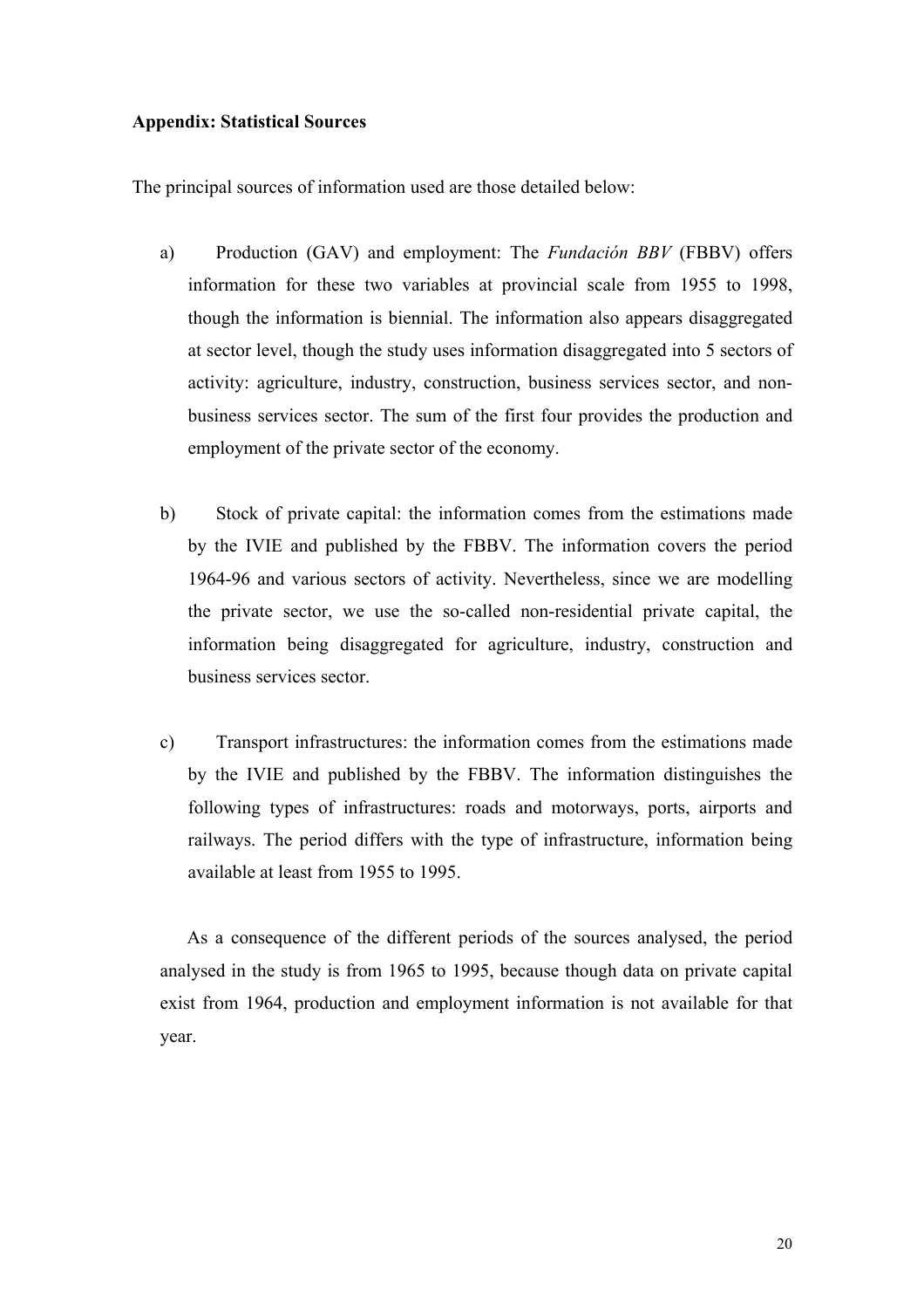**Appendix: Statistical Sources**

The principal sources of information used are those detailed below:

a) Production (GAV) and employment: The *Fundación BBV* (FBBV) offers information for these two variables at provincial scale from 1955 to 1998, though the information is biennial. The information also appears disaggregated at sector level, though the study uses information disaggregated into 5 sectors of activity: agriculture, industry, construction, business services sector, and non-business services sector. The sum of the first four provides the production and employment of the private sector of the economy.

b) Stock of private capital: the information comes from the estimations made by the IVIE and published by the FBBV. The information covers the period 1964-96 and various sectors of activity. Nevertheless, since we are modelling the private sector, we use the so-called non-residential private capital, the information being disaggregated for agriculture, industry, construction and business services sector.

c) Transport infrastructures: the information comes from the estimations made by the IVIE and published by the FBBV. The information distinguishes the following types of infrastructures: roads and motorways, ports, airports and railways. The period differs with the type of infrastructure, information being available at least from 1955 to 1995.

As a consequence of the different periods of the sources analysed, the period analysed in the study is from 1965 to 1995, because though data on private capital exist from 1964, production and employment information is not available for that year.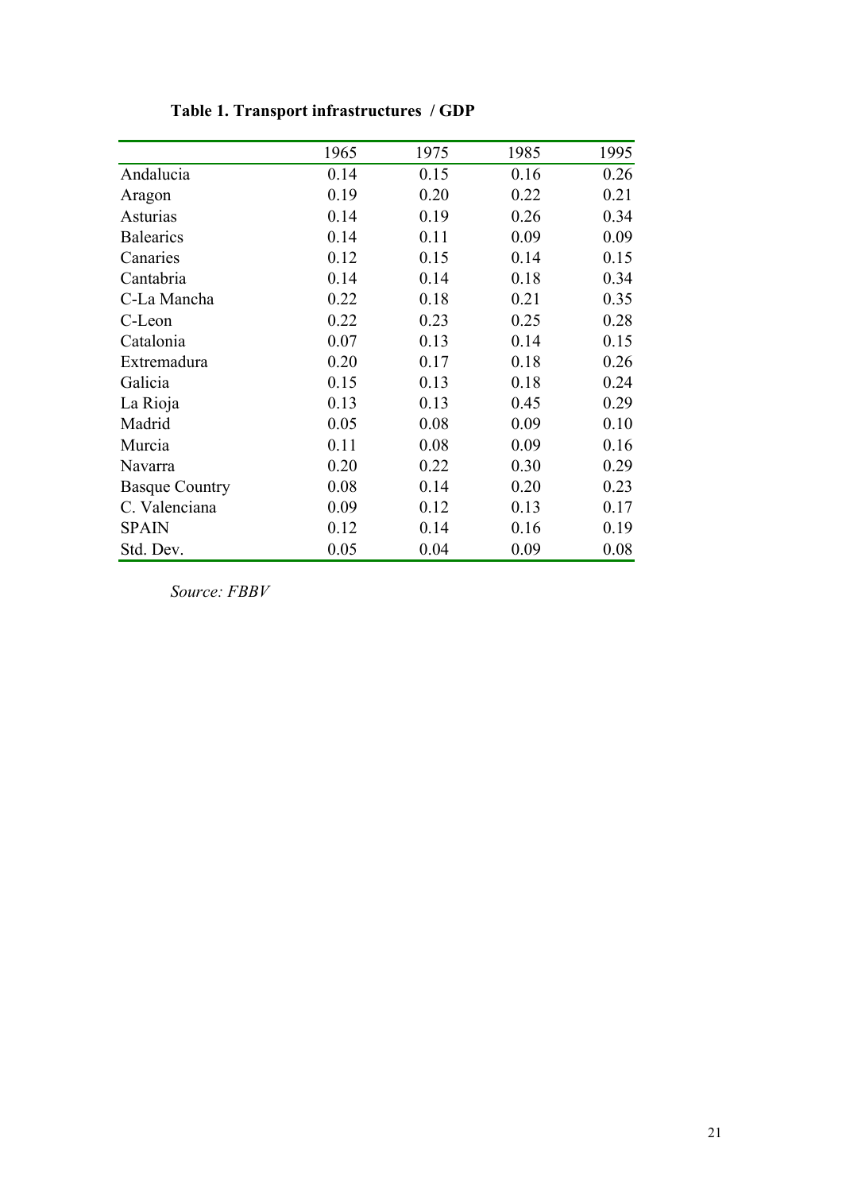**Table 1. Transport infrastructures / GDP**

| | 1965 | 1975 | 1985 | 1995 |
|---|---|---|---|---|
| Andalucia | 0.14 | 0.15 | 0.16 | 0.26 |
| Aragon | 0.19 | 0.20 | 0.22 | 0.21 |
| Asturias | 0.14 | 0.19 | 0.26 | 0.34 |
| Balearics | 0.14 | 0.11 | 0.09 | 0.09 |
| Canaries | 0.12 | 0.15 | 0.14 | 0.15 |
| Cantabria | 0.14 | 0.14 | 0.18 | 0.34 |
| C-La Mancha | 0.22 | 0.18 | 0.21 | 0.35 |
| C-Leon | 0.22 | 0.23 | 0.25 | 0.28 |
| Catalonia | 0.07 | 0.13 | 0.14 | 0.15 |
| Extremadura | 0.20 | 0.17 | 0.18 | 0.26 |
| Galicia | 0.15 | 0.13 | 0.18 | 0.24 |
| La Rioja | 0.13 | 0.13 | 0.45 | 0.29 |
| Madrid | 0.05 | 0.08 | 0.09 | 0.10 |
| Murcia | 0.11 | 0.08 | 0.09 | 0.16 |
| Navarra | 0.20 | 0.22 | 0.30 | 0.29 |
| Basque Country | 0.08 | 0.14 | 0.20 | 0.23 |
| C. Valenciana | 0.09 | 0.12 | 0.13 | 0.17 |
| SPAIN | 0.12 | 0.14 | 0.16 | 0.19 |
| Std. Dev. | 0.05 | 0.04 | 0.09 | 0.08 |

*Source: FBBV*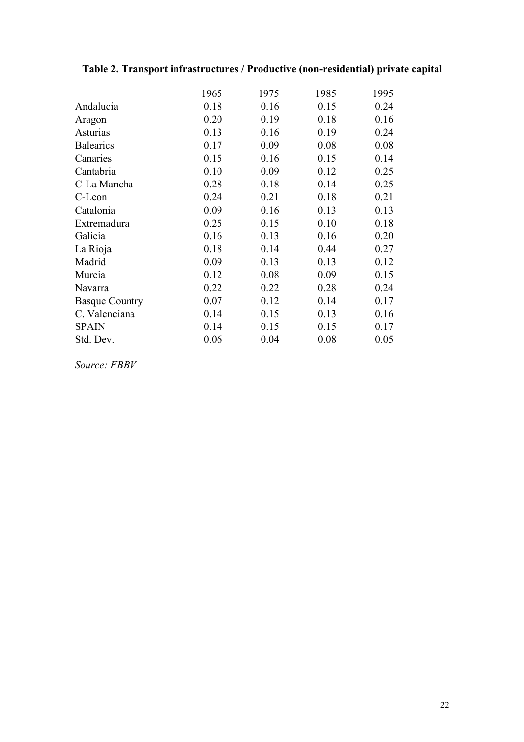**Table 2. Transport infrastructures / Productive (non-residential) private capital**

| | 1965 | 1975 | 1985 | 1995 |
|---|---|---|---|---|
| Andalucia | 0.18 | 0.16 | 0.15 | 0.24 |
| Aragon | 0.20 | 0.19 | 0.18 | 0.16 |
| Asturias | 0.13 | 0.16 | 0.19 | 0.24 |
| Balearics | 0.17 | 0.09 | 0.08 | 0.08 |
| Canaries | 0.15 | 0.16 | 0.15 | 0.14 |
| Cantabria | 0.10 | 0.09 | 0.12 | 0.25 |
| C-La Mancha | 0.28 | 0.18 | 0.14 | 0.25 |
| C-Leon | 0.24 | 0.21 | 0.18 | 0.21 |
| Catalonia | 0.09 | 0.16 | 0.13 | 0.13 |
| Extremadura | 0.25 | 0.15 | 0.10 | 0.18 |
| Galicia | 0.16 | 0.13 | 0.16 | 0.20 |
| La Rioja | 0.18 | 0.14 | 0.44 | 0.27 |
| Madrid | 0.09 | 0.13 | 0.13 | 0.12 |
| Murcia | 0.12 | 0.08 | 0.09 | 0.15 |
| Navarra | 0.22 | 0.22 | 0.28 | 0.24 |
| Basque Country | 0.07 | 0.12 | 0.14 | 0.17 |
| C. Valenciana | 0.14 | 0.15 | 0.13 | 0.16 |
| SPAIN | 0.14 | 0.15 | 0.15 | 0.17 |
| Std. Dev. | 0.06 | 0.04 | 0.08 | 0.05 |

*Source: FBBV*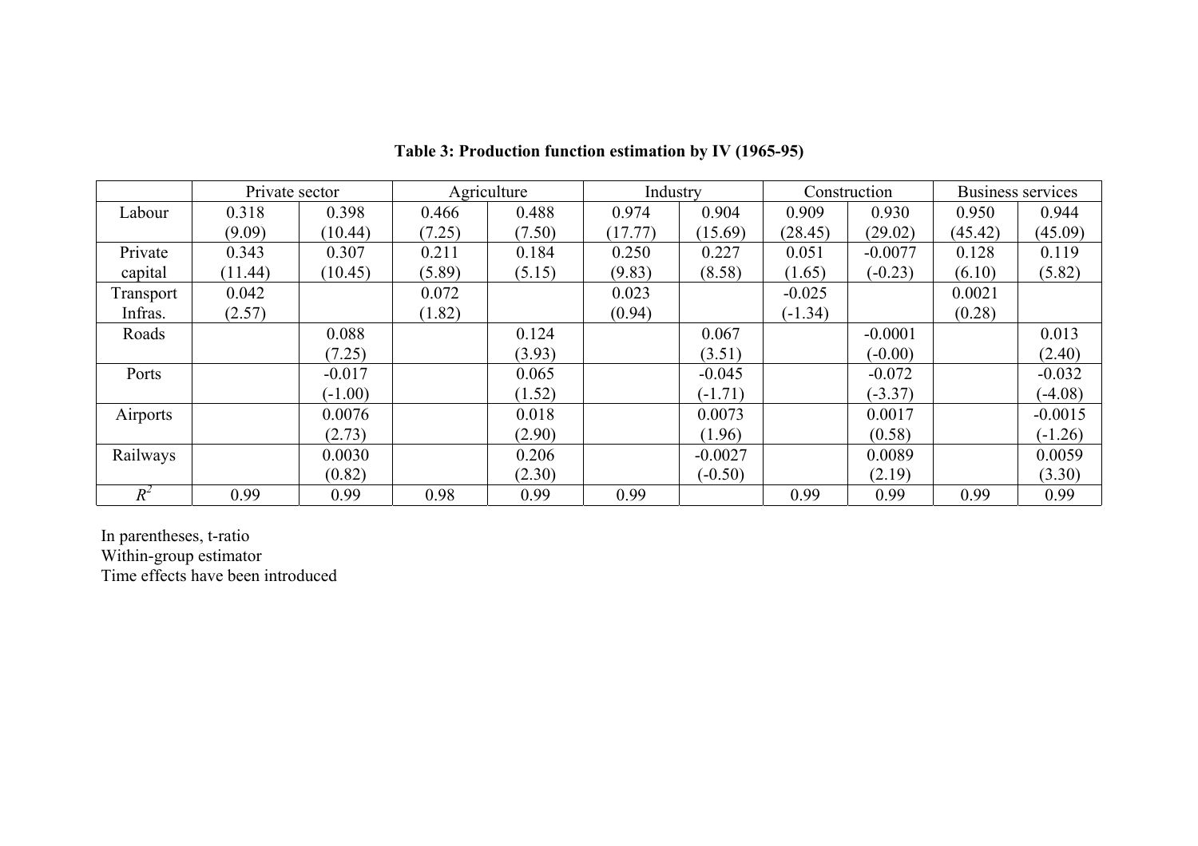**Table 3: Production function estimation by IV (1965-95)**

| | Private sector | | Agriculture | | Industry | | Construction | | Business services | |
|---|---|---|---|---|---|---|---|---|---|---|
| Labour | 0.318 | 0.398 | 0.466 | 0.488 | 0.974 | 0.904 | 0.909 | 0.930 | 0.950 | 0.944 |
| | (9.09) | (10.44) | (7.25) | (7.50) | (17.77) | (15.69) | (28.45) | (29.02) | (45.42) | (45.09) |
| Private capital | 0.343 | 0.307 | 0.211 | 0.184 | 0.250 | 0.227 | 0.051 | -0.0077 | 0.128 | 0.119 |
| | (11.44) | (10.45) | (5.89) | (5.15) | (9.83) | (8.58) | (1.65) | (-0.23) | (6.10) | (5.82) |
| Transport Infras. | 0.042 | | 0.072 | | 0.023 | | -0.025 | | 0.0021 | |
| | (2.57) | | (1.82) | | (0.94) | | (-1.34) | | (0.28) | |
| Roads | | 0.088 | | 0.124 | | 0.067 | | -0.0001 | | 0.013 |
| | | (7.25) | | (3.93) | | (3.51) | | (-0.00) | | (2.40) |
| Ports | | -0.017 | | 0.065 | | -0.045 | | -0.072 | | -0.032 |
| | | (-1.00) | | (1.52) | | (-1.71) | | (-3.37) | | (-4.08) |
| Airports | | 0.0076 | | 0.018 | | 0.0073 | | 0.0017 | | -0.0015 |
| | | (2.73) | | (2.90) | | (1.96) | | (0.58) | | (-1.26) |
| Railways | | 0.0030 | | 0.206 | | -0.0027 | | 0.0089 | | 0.0059 |
| | | (0.82) | | (2.30) | | (-0.50) | | (2.19) | | (3.30) |
| $R^2$ | 0.99 | 0.99 | 0.98 | 0.99 | 0.99 | | 0.99 | 0.99 | 0.99 | 0.99 |

In parentheses, t-ratio
Within-group estimator
Time effects have been introduced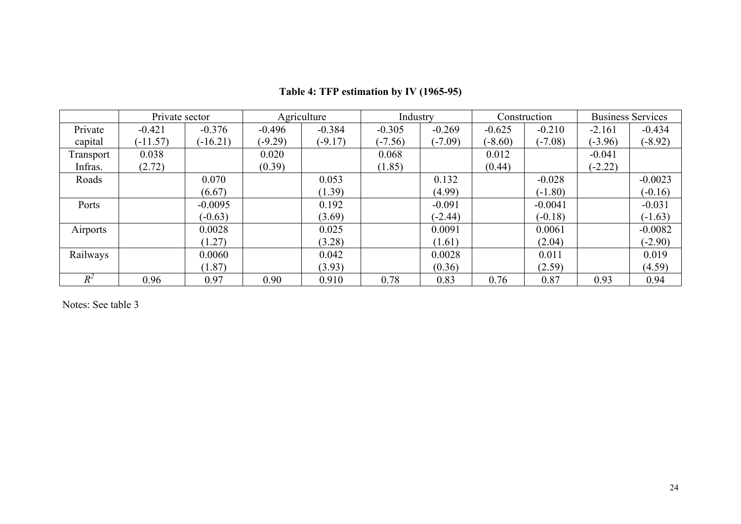**Table 4: TFP estimation by IV (1965-95)**

| | Private sector | | Agriculture | | Industry | | Construction | | Business Services | |
|---|---|---|---|---|---|---|---|---|---|---|
| Private capital | -0.421<br>(-11.57) | -0.376<br>(-16.21) | -0.496<br>(-9.29) | -0.384<br>(-9.17) | -0.305<br>(-7.56) | -0.269<br>(-7.09) | -0.625<br>(-8.60) | -0.210<br>(-7.08) | -2.161<br>(-3.96) | -0.434<br>(-8.92) |
| Transport Infras. | 0.038<br>(2.72) | | 0.020<br>(0.39) | | 0.068<br>(1.85) | | 0.012<br>(0.44) | | -0.041<br>(-2.22) | |
| Roads | | 0.070<br>(6.67) | | 0.053<br>(1.39) | | 0.132<br>(4.99) | | -0.028<br>(-1.80) | | -0.0023<br>(-0.16) |
| Ports | | -0.0095<br>(-0.63) | | 0.192<br>(3.69) | | -0.091<br>(-2.44) | | -0.0041<br>(-0.18) | | -0.031<br>(-1.63) |
| Airports | | 0.0028<br>(1.27) | | 0.025<br>(3.28) | | 0.0091<br>(1.61) | | 0.0061<br>(2.04) | | -0.0082<br>(-2.90) |
| Railways | | 0.0060<br>(1.87) | | 0.042<br>(3.93) | | 0.0028<br>(0.36) | | 0.011<br>(2.59) | | 0.019<br>(4.59) |
| $R^2$ | 0.96 | 0.97 | 0.90 | 0.910 | 0.78 | 0.83 | 0.76 | 0.87 | 0.93 | 0.94 |

Notes: See table 3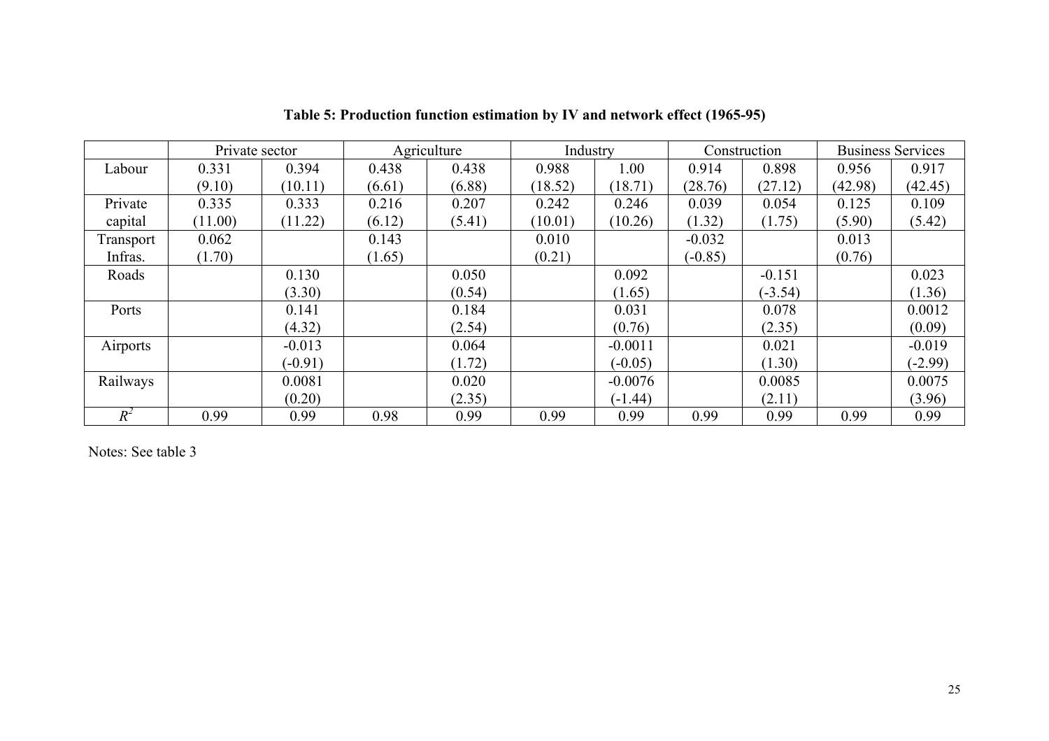**Table 5: Production function estimation by IV and network effect (1965-95)**

| | Private sector | | Agriculture | | Industry | | Construction | | Business Services | |
|---|---|---|---|---|---|---|---|---|---|---|
| Labour | 0.331<br>(9.10) | 0.394<br>(10.11) | 0.438<br>(6.61) | 0.438<br>(6.88) | 0.988<br>(18.52) | 1.00<br>(18.71) | 0.914<br>(28.76) | 0.898<br>(27.12) | 0.956<br>(42.98) | 0.917<br>(42.45) |
| Private capital | 0.335<br>(11.00) | 0.333<br>(11.22) | 0.216<br>(6.12) | 0.207<br>(5.41) | 0.242<br>(10.01) | 0.246<br>(10.26) | 0.039<br>(1.32) | 0.054<br>(1.75) | 0.125<br>(5.90) | 0.109<br>(5.42) |
| Transport Infras. | 0.062<br>(1.70) | | 0.143<br>(1.65) | | 0.010<br>(0.21) | | -0.032<br>(-0.85) | | 0.013<br>(0.76) | |
| Roads | | 0.130<br>(3.30) | | 0.050<br>(0.54) | | 0.092<br>(1.65) | | -0.151<br>(-3.54) | | 0.023<br>(1.36) |
| Ports | | 0.141<br>(4.32) | | 0.184<br>(2.54) | | 0.031<br>(0.76) | | 0.078<br>(2.35) | | 0.0012<br>(0.09) |
| Airports | | -0.013<br>(-0.91) | | 0.064<br>(1.72) | | -0.0011<br>(-0.05) | | 0.021<br>(1.30) | | -0.019<br>(-2.99) |
| Railways | | 0.0081<br>(0.20) | | 0.020<br>(2.35) | | -0.0076<br>(-1.44) | | 0.0085<br>(2.11) | | 0.0075<br>(3.96) |
| $R^2$ | 0.99 | 0.99 | 0.98 | 0.99 | 0.99 | 0.99 | 0.99 | 0.99 | 0.99 | 0.99 |

Notes: See table 3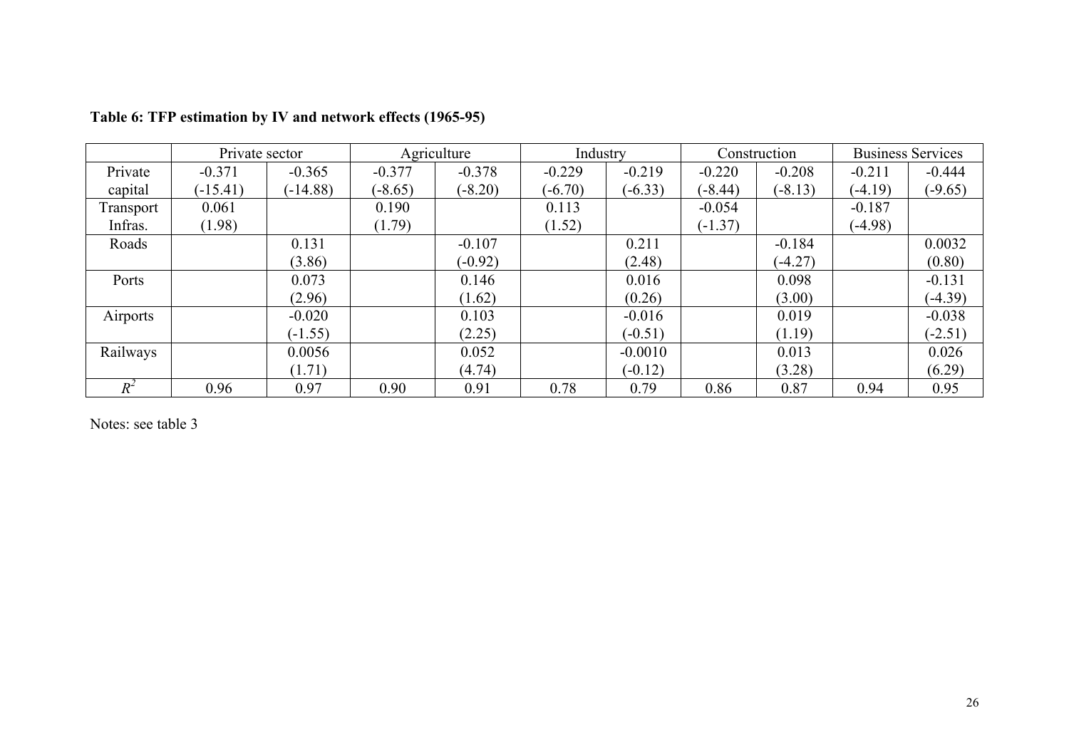**Table 6: TFP estimation by IV and network effects (1965-95)**

| | Private sector | | Agriculture | | Industry | | Construction | | Business Services | |
|---|---|---|---|---|---|---|---|---|---|---|
| Private capital | -0.371<br>(-15.41) | -0.365<br>(-14.88) | -0.377<br>(-8.65) | -0.378<br>(-8.20) | -0.229<br>(-6.70) | -0.219<br>(-6.33) | -0.220<br>(-8.44) | -0.208<br>(-8.13) | -0.211<br>(-4.19) | -0.444<br>(-9.65) |
| Transport Infras. | 0.061<br>(1.98) | | 0.190<br>(1.79) | | 0.113<br>(1.52) | | -0.054<br>(-1.37) | | -0.187<br>(-4.98) | |
| Roads | | 0.131<br>(3.86) | | -0.107<br>(-0.92) | | 0.211<br>(2.48) | | -0.184<br>(-4.27) | | 0.0032<br>(0.80) |
| Ports | | 0.073<br>(2.96) | | 0.146<br>(1.62) | | 0.016<br>(0.26) | | 0.098<br>(3.00) | | -0.131<br>(-4.39) |
| Airports | | -0.020<br>(-1.55) | | 0.103<br>(2.25) | | -0.016<br>(-0.51) | | 0.019<br>(1.19) | | -0.038<br>(-2.51) |
| Railways | | 0.0056<br>(1.71) | | 0.052<br>(4.74) | | -0.0010<br>(-0.12) | | 0.013<br>(3.28) | | 0.026<br>(6.29) |
| $R^2$ | 0.96 | 0.97 | 0.90 | 0.91 | 0.78 | 0.79 | 0.86 | 0.87 | 0.94 | 0.95 |

Notes: see table 3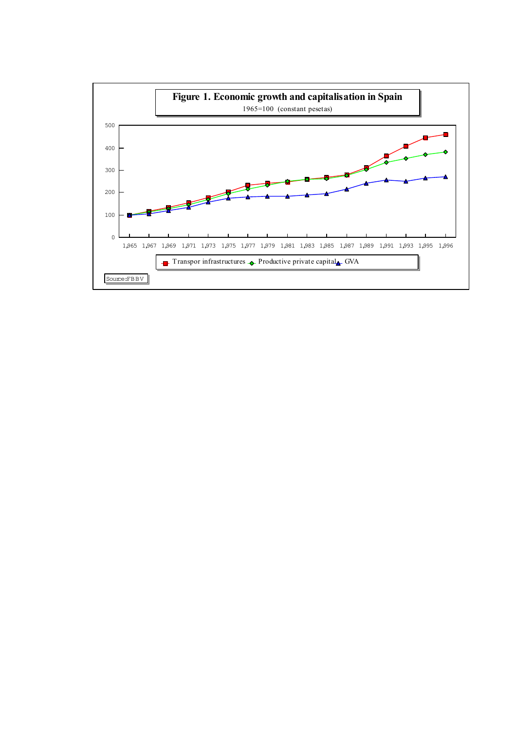**Figure 1. Economic growth and capitalisation in Spain**

1965=100 (constant pesetas)

Transpor infrastructures — Productive private capital — GVA

Source: FBBV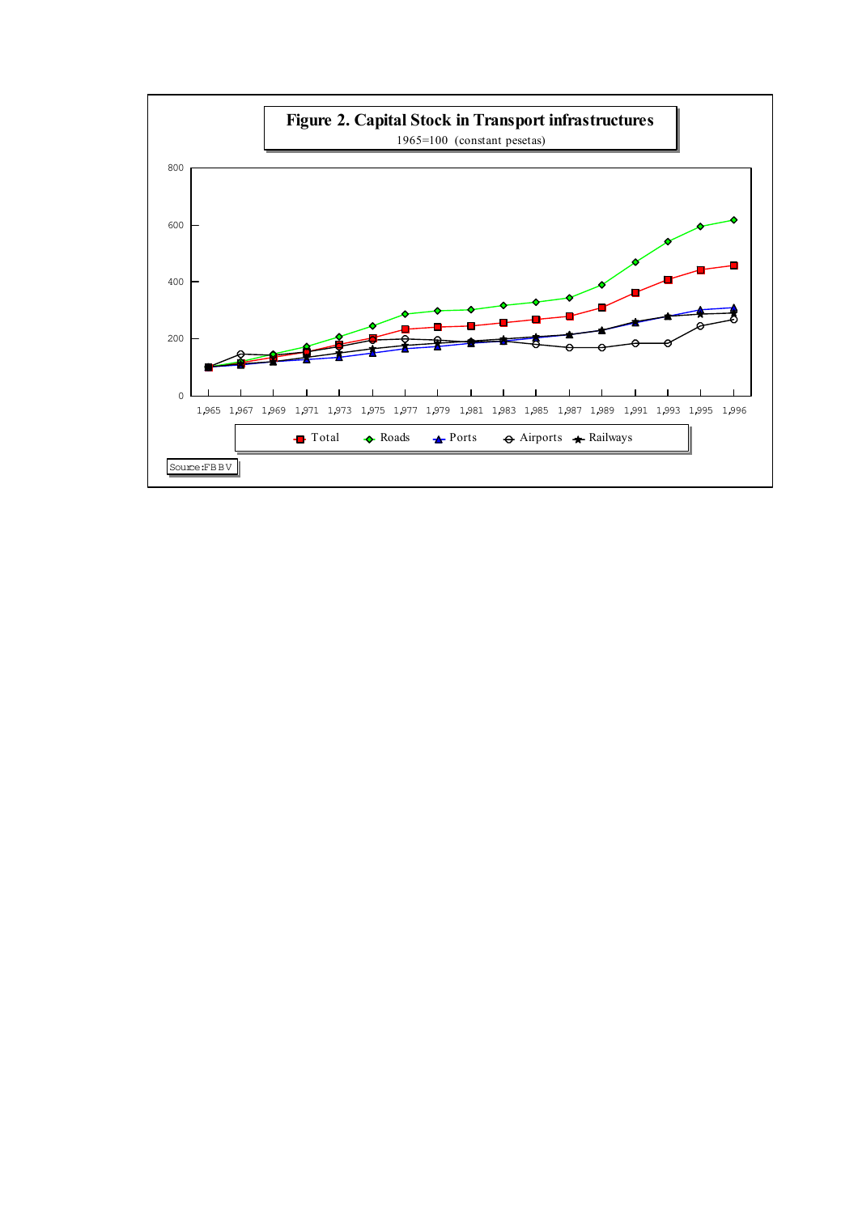**Figure 2. Capital Stock in Transport infrastructures**

1965=100 (constant pesetas)

Source:FBBV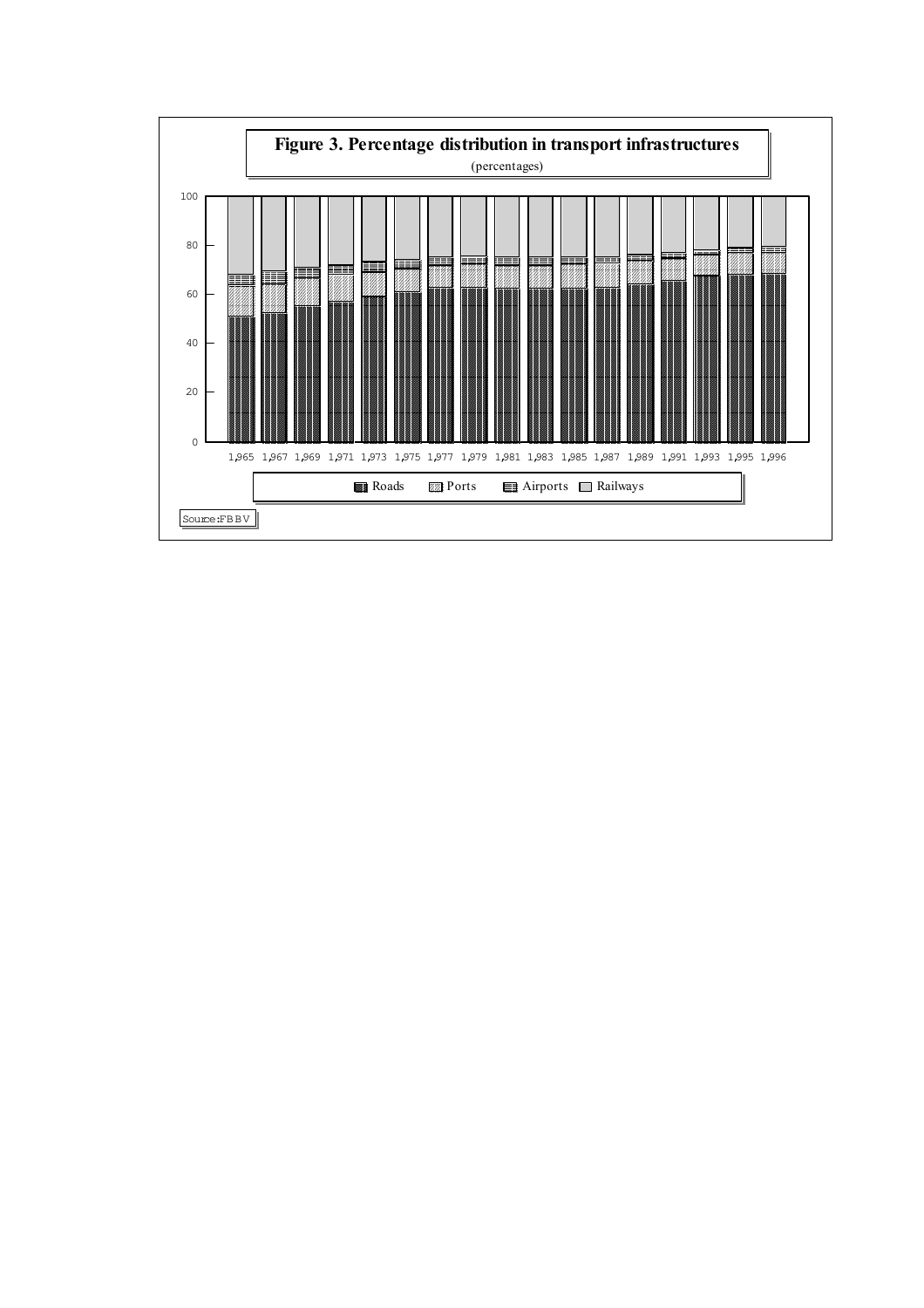**Figure 3. Percentage distribution in transport infrastructures**

(percentages)

100

80

60

40

20

0

1,965 1,967 1,969 1,971 1,973 1,975 1,977 1,979 1,981 1,983 1,985 1,987 1,989 1,991 1,993 1,995 1,996

Roads Ports Airports Railways

Source:FBBV